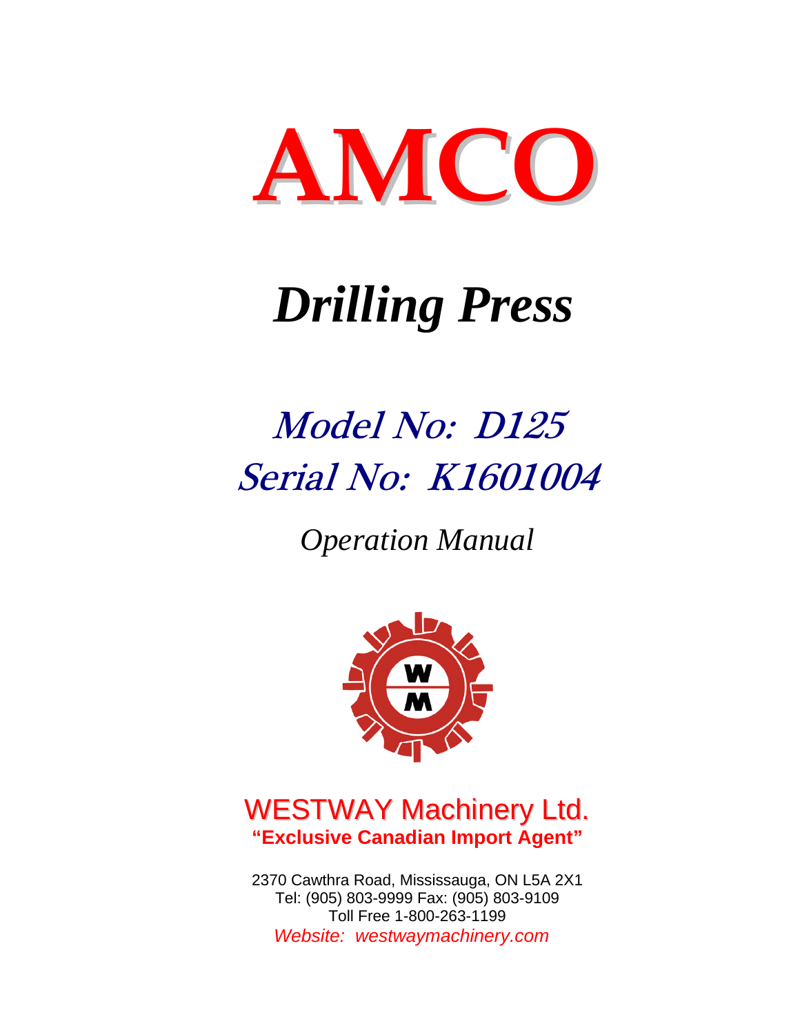# AMCO

# *Drilling Press*

## *Model No: D125*
## *Serial No: K1601004*

*Operation Manual*

WESTWAY Machinery Ltd.
**"Exclusive Canadian Import Agent"**

2370 Cawthra Road, Mississauga, ON L5A 2X1
Tel: (905) 803-9999 Fax: (905) 803-9109
Toll Free 1-800-263-1199
*Website: westwaymachinery.com*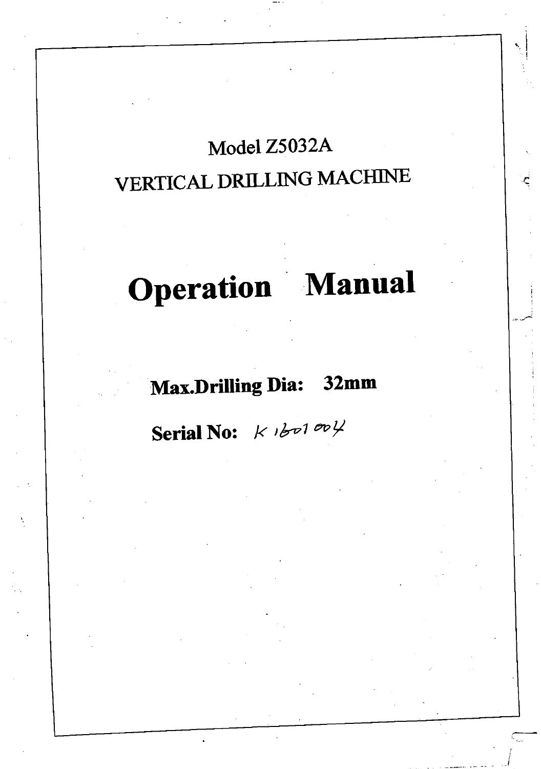Model Z5032A

VERTICAL DRILLING MACHINE

# Operation Manual

**Max.Drilling Dia: 32mm**

**Serial No:** K1601004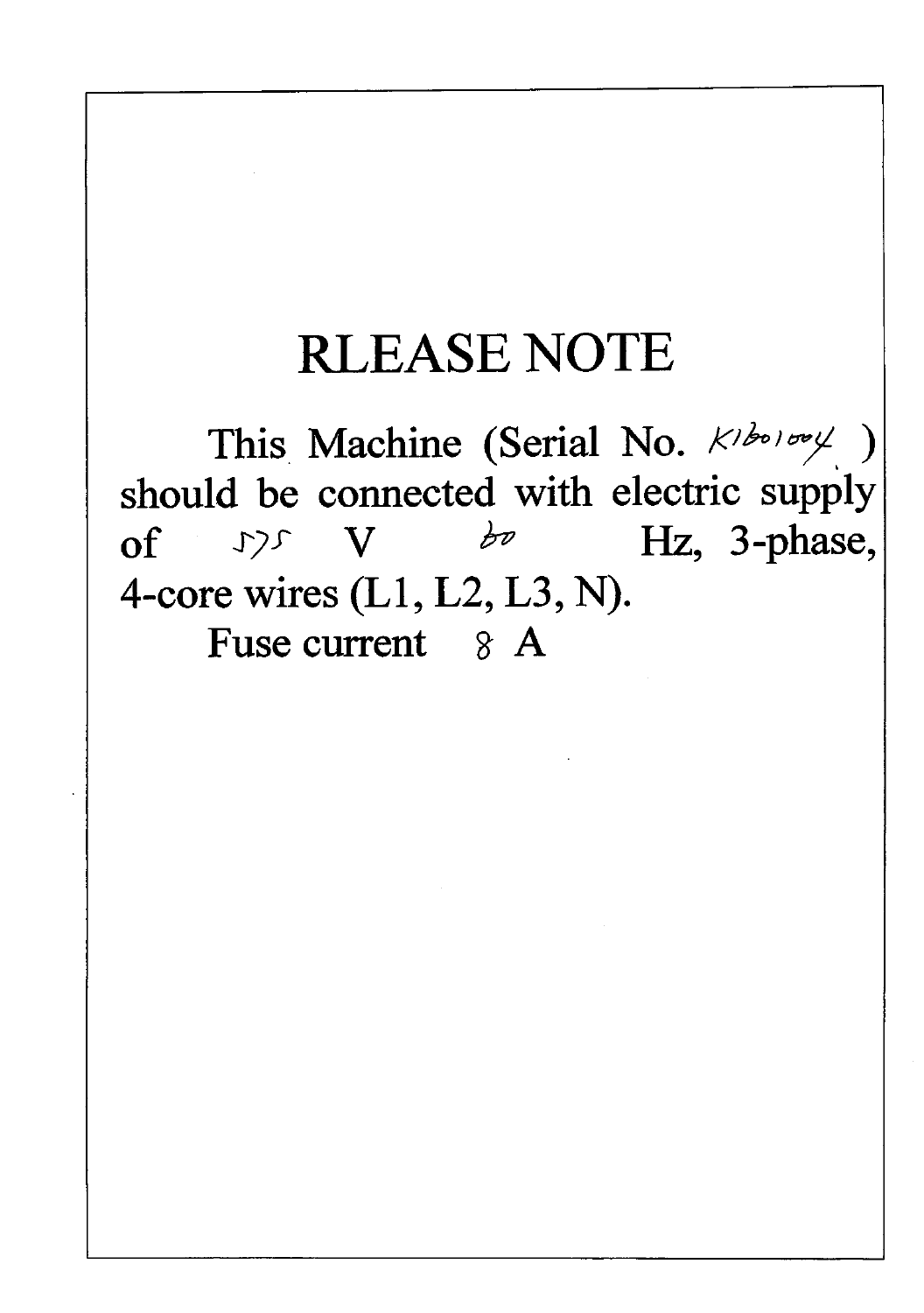# RLEASE NOTE

This Machine (Serial No. K1b01004 ) should be connected with electric supply of 575 V 60 Hz, 3-phase, 4-core wires (L1, L2, L3, N).

Fuse current 8 A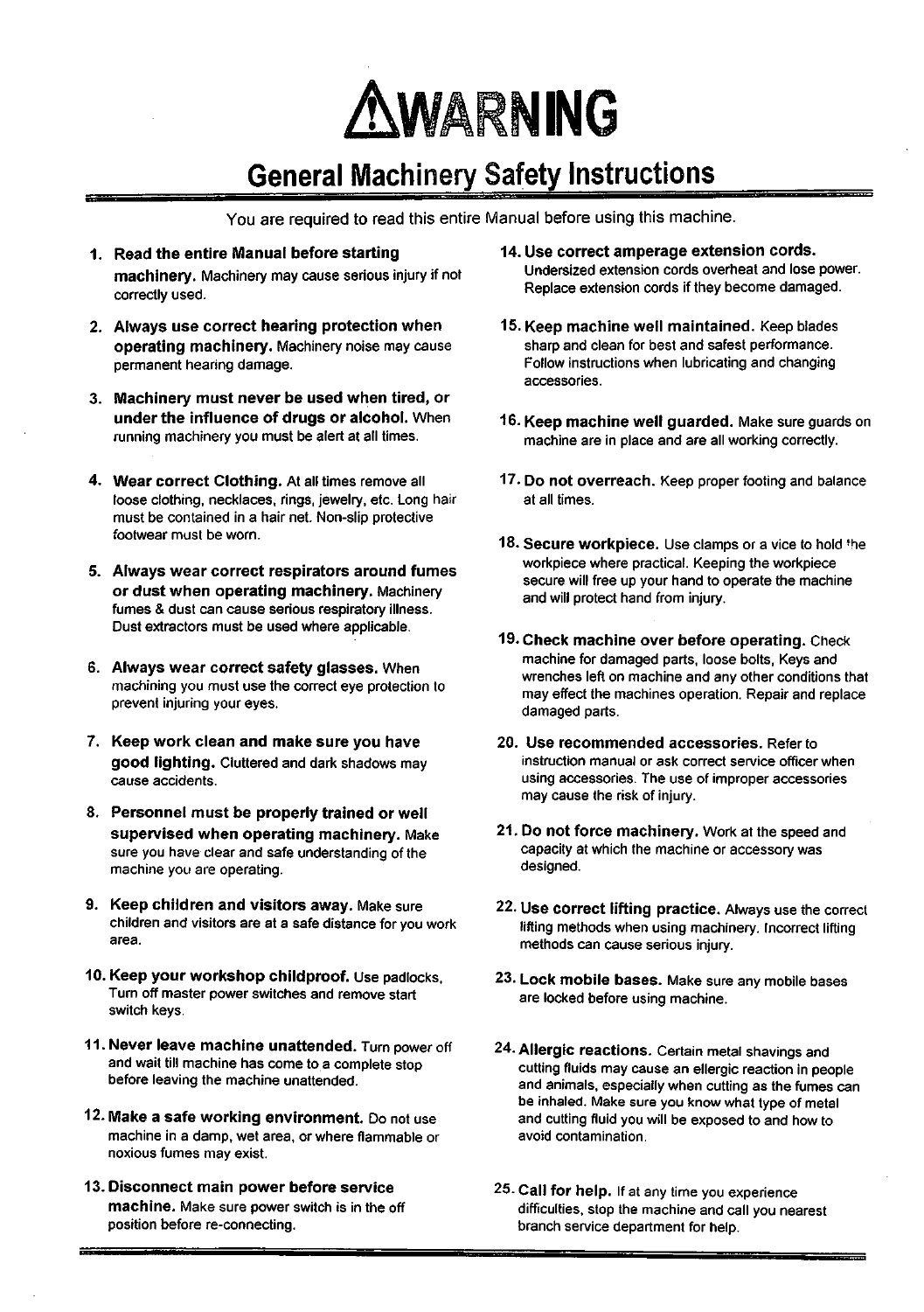# ⚠WARNING

## General Machinery Safety Instructions

You are required to read this entire Manual before using this machine.

1. **Read the entire Manual before starting machinery.** Machinery may cause serious injury if not correctly used.

2. **Always use correct hearing protection when operating machinery.** Machinery noise may cause permanent hearing damage.

3. **Machinery must never be used when tired, or under the influence of drugs or alcohol.** When running machinery you must be alert at all times.

4. **Wear correct Clothing.** At all times remove all loose clothing, necklaces, rings, jewelry, etc. Long hair must be contained in a hair net. Non-slip protective footwear must be worn.

5. **Always wear correct respirators around fumes or dust when operating machinery.** Machinery fumes & dust can cause serious respiratory illness. Dust extractors must be used where applicable.

6. **Always wear correct safety glasses.** When machining you must use the correct eye protection to prevent injuring your eyes.

7. **Keep work clean and make sure you have good lighting.** Cluttered and dark shadows may cause accidents.

8. **Personnel must be properly trained or well supervised when operating machinery.** Make sure you have clear and safe understanding of the machine you are operating.

9. **Keep children and visitors away.** Make sure children and visitors are at a safe distance for you work area.

10. **Keep your workshop childproof.** Use padlocks, Turn off master power switches and remove start switch keys.

11. **Never leave machine unattended.** Turn power off and wait till machine has come to a complete stop before leaving the machine unattended.

12. **Make a safe working environment.** Do not use machine in a damp, wet area, or where flammable or noxious fumes may exist.

13. **Disconnect main power before service machine.** Make sure power switch is in the off position before re-connecting.

14. **Use correct amperage extension cords.** Undersized extension cords overheat and lose power. Replace extension cords if they become damaged.

15. **Keep machine well maintained.** Keep blades sharp and clean for best and safest performance. Follow instructions when lubricating and changing accessories.

16. **Keep machine well guarded.** Make sure guards on machine are in place and are all working correctly.

17. **Do not overreach.** Keep proper footing and balance at all times.

18. **Secure workpiece.** Use clamps or a vice to hold the workpiece where practical. Keeping the workpiece secure will free up your hand to operate the machine and will protect hand from injury.

19. **Check machine over before operating.** Check machine for damaged parts, loose bolts, Keys and wrenches left on machine and any other conditions that may effect the machines operation. Repair and replace damaged parts.

20. **Use recommended accessories.** Refer to instruction manual or ask correct service officer when using accessories. The use of improper accessories may cause the risk of injury.

21. **Do not force machinery.** Work at the speed and capacity at which the machine or accessory was designed.

22. **Use correct lifting practice.** Always use the correct lifting methods when using machinery. Incorrect lifting methods can cause serious injury.

23. **Lock mobile bases.** Make sure any mobile bases are locked before using machine.

24. **Allergic reactions.** Certain metal shavings and cutting fluids may cause an ellergic reaction in people and animals, especially when cutting as the fumes can be inhaled. Make sure you know what type of metal and cutting fluid you will be exposed to and how to avoid contamination.

25. **Call for help.** If at any time you experience difficulties, stop the machine and call you nearest branch service department for help.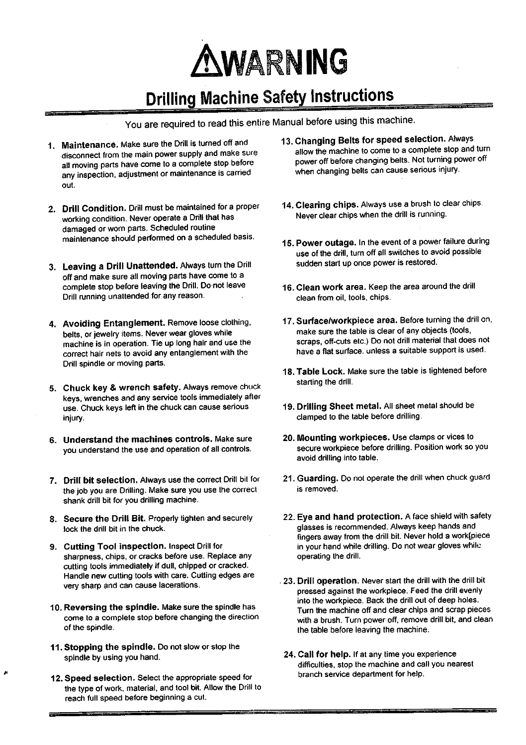# ⚠WARNING

## Drilling Machine Safety Instructions

You are required to read this entire Manual before using this machine.

1. **Maintenance.** Make sure the Drill is turned off and disconnect from the main power supply and make sure all moving parts have come to a complete stop before any inspection, adjustment or maintenance is carried out.

2. **Drill Condition.** Drill must be maintained for a proper working condition. Never operate a Drill that has damaged or worn parts. Scheduled routine maintenance should performed on a scheduled basis.

3. **Leaving a Drill Unattended.** Always turn the Drill off and make sure all moving parts have come to a complete stop before leaving the Drill. Do not leave Drill running unattended for any reason.

4. **Avoiding Entanglement.** Remove loose clothing, belts, or jewelry items. Never wear gloves while machine is in operation. Tie up long hair and use the correct hair nets to avoid any entanglement with the Drill spindle or moving parts.

5. **Chuck key & wrench safety.** Always remove chuck keys, wrenches and any service tools immediately after use. Chuck keys left in the chuck can cause serious injury.

6. **Understand the machines controls.** Make sure you understand the use and operation of all controls.

7. **Drill bit selection.** Always use the correct Drill bit for the job you are Drilling. Make sure you use the correct shank drill bit for you drilling machine.

8. **Secure the Drill Bit.** Properly tighten and securely lock the drill bit in the chuck.

9. **Cutting Tool inspection.** Inspect Drill for sharpness, chips, or cracks before use. Replace any cutting tools immediately if dull, chipped or cracked. Handle new cutting tools with care. Cutting edges are very sharp and can cause lacerations.

10. **Reversing the spindle.** Make sure the spindle has come to a complete stop before changing the direction of the spindle.

11. **Stopping the spindle.** Do not slow or stop the spindle by using you hand.

12. **Speed selection.** Select the appropriate speed for the type of work, material, and tool bit. Allow the Drill to reach full speed before beginning a cut.

13. **Changing Belts for speed selection.** Always allow the machine to come to a complete stop and turn power off before changing belts. Not turning power off when changing belts can cause serious injury.

14. **Clearing chips.** Always use a brush to clear chips. Never clear chips when the drill is running.

15. **Power outage.** In the event of a power failure during use of the drill, turn off all switches to avoid possible sudden start up once power is restored.

16. **Clean work area.** Keep the area around the drill clean from oil, tools, chips.

17. **Surface/workpiece area.** Before turning the drill on, make sure the table is clear of any objects (tools, scraps, off-cuts etc.) Do not drill material that does not have a flat surface. unless a suitable support is used.

18. **Table Lock.** Make sure the table is tightened before starting the drill.

19. **Drilling Sheet metal.** All sheet metal should be clamped to the table before drilling.

20. **Mounting workpieces.** Use clamps or vices to secure workpiece before drilling. Position work so you avoid drilling into table.

21. **Guarding.** Do not operate the drill when chuck guard is removed.

22. **Eye and hand protection.** A face shield with safety glasses is recommended. Always keep hands and fingers away from the drill bit. Never hold a work[piece in your hand while drilling. Do not wear gloves while operating the drill.

23. **Drill operation.** Never start the drill with the drill bit pressed against the workpiece. Feed the drill evenly into the workpiece. Back the drill out of deep holes. Turn the machine off and clear chips and scrap pieces with a brush. Turn power off, remove drill bit, and clean the table before leaving the machine.

24. **Call for help.** If at any time you experience difficulties, stop the machine and call you nearest branch service department for help.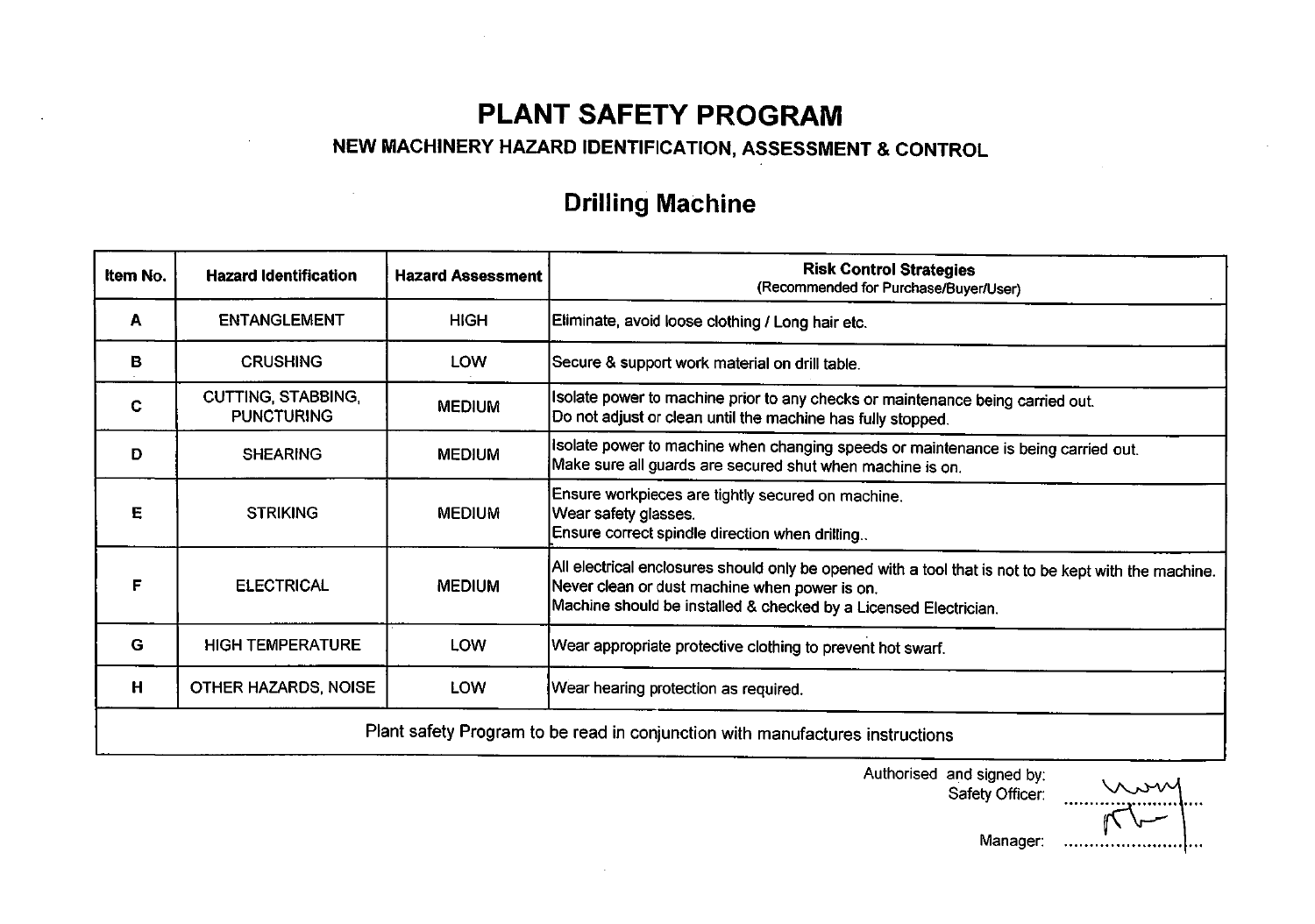# PLANT SAFETY PROGRAM

### NEW MACHINERY HAZARD IDENTIFICATION, ASSESSMENT & CONTROL

## Drilling Machine

| Item No. | Hazard Identification | Hazard Assessment | Risk Control Strategies (Recommended for Purchase/Buyer/User) |
|---|---|---|---|
| A | ENTANGLEMENT | HIGH | Eliminate, avoid loose clothing / Long hair etc. |
| B | CRUSHING | LOW | Secure & support work material on drill table. |
| C | CUTTING, STABBING, PUNCTURING | MEDIUM | Isolate power to machine prior to any checks or maintenance being carried out. Do not adjust or clean until the machine has fully stopped. |
| D | SHEARING | MEDIUM | Isolate power to machine when changing speeds or maintenance is being carried out. Make sure all guards are secured shut when machine is on. |
| E | STRIKING | MEDIUM | Ensure workpieces are tightly secured on machine. Wear safety glasses. Ensure correct spindle direction when drilling.. |
| F | ELECTRICAL | MEDIUM | All electrical enclosures should only be opened with a tool that is not to be kept with the machine. Never clean or dust machine when power is on. Machine should be installed & checked by a Licensed Electrician. |
| G | HIGH TEMPERATURE | LOW | Wear appropriate protective clothing to prevent hot swarf. |
| H | OTHER HAZARDS, NOISE | LOW | Wear hearing protection as required. |
| Plant safety Program to be read in conjunction with manufactures instructions | | | |

Authorised and signed by:

Safety Officer: ..........................

Manager: ..........................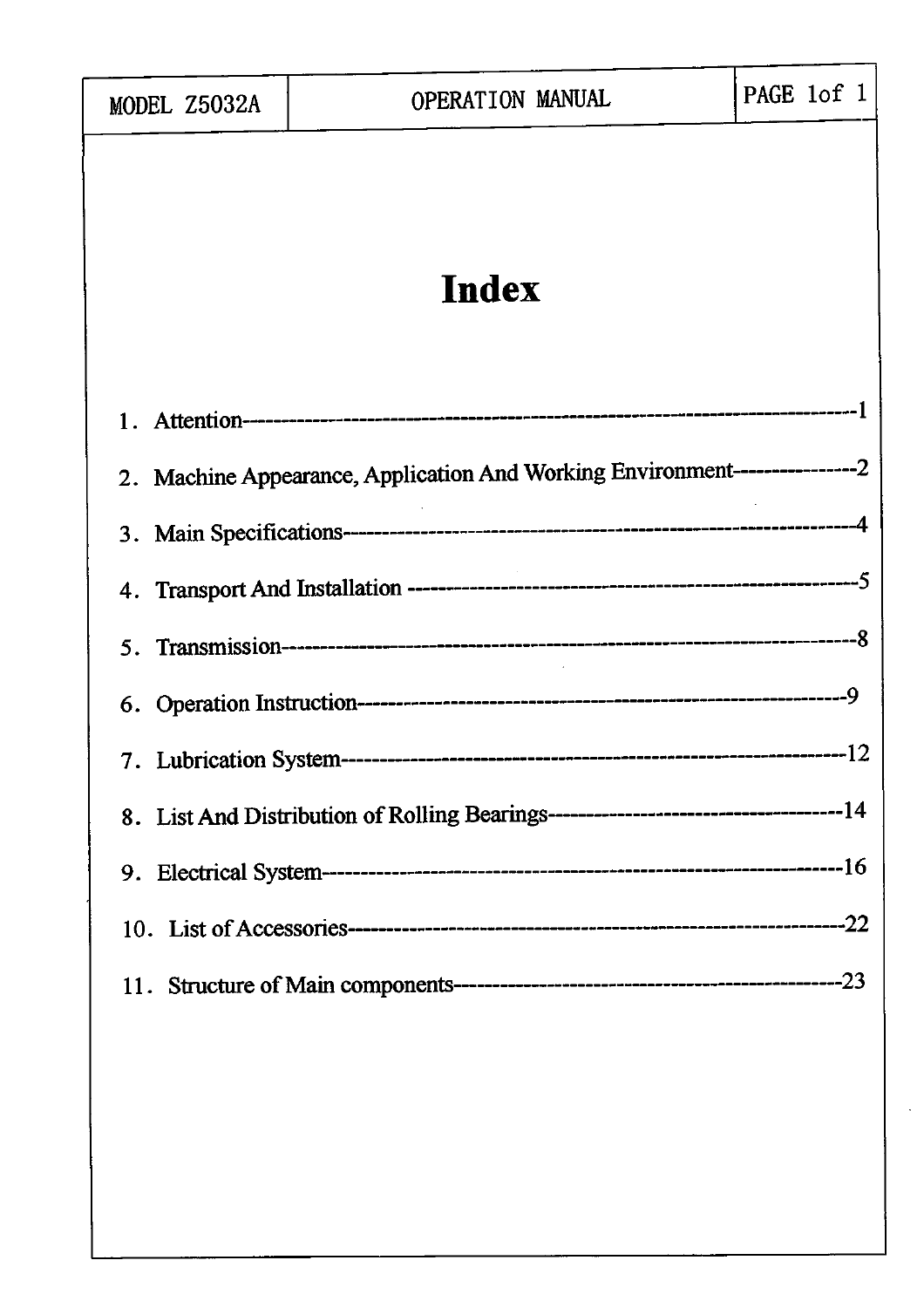# Index

1. Attention------------------------------------------------------------------------1
2. Machine Appearance, Application And Working Environment---------------2
3. Main Specifications--------------------------------------------------------------4
4. Transport And Installation ------------------------------------------------------5
5. Transmission---------------------------------------------------------------------8
6. Operation Instruction----------------------------------------------------------9
7. Lubrication System--------------------------------------------------------------12
8. List And Distribution of Rolling Bearings-----------------------------------14
9. Electrical System------------------------------------------------------------------16
10. List of Accessories----------------------------------------------------------------22
11. Structure of Main components---------------------------------------------23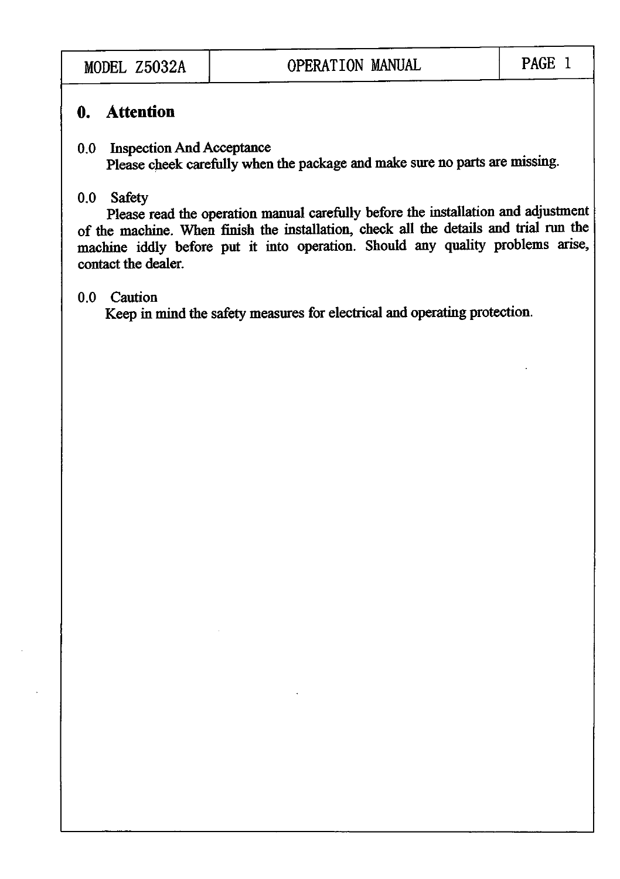# 0. Attention

0.0 Inspection And Acceptance

Please cheek carefully when the package and make sure no parts are missing.

0.0 Safety

Please read the operation manual carefully before the installation and adjustment of the machine. When finish the installation, check all the details and trial run the machine iddly before put it into operation. Should any quality problems arise, contact the dealer.

0.0 Caution

Keep in mind the safety measures for electrical and operating protection.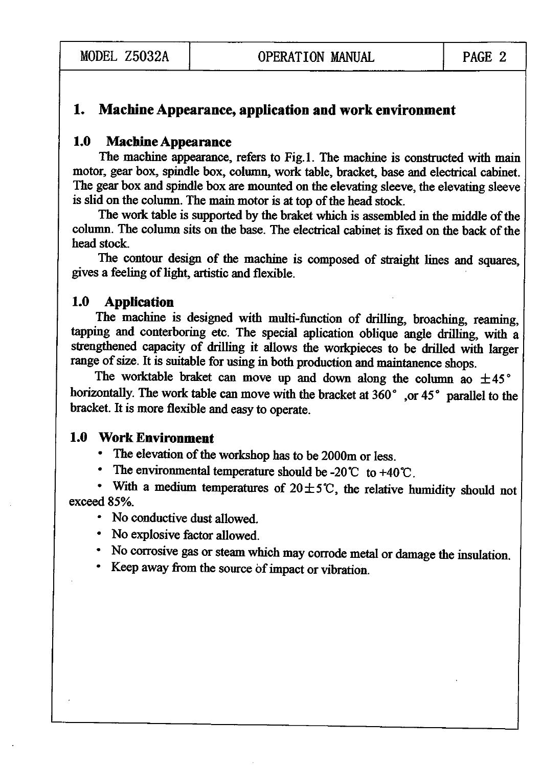# 1. Machine Appearance, application and work environment

## 1.0 Machine Appearance

The machine appearance, refers to Fig.1. The machine is constructed with main motor, gear box, spindle box, column, work table, bracket, base and electrical cabinet. The gear box and spindle box are mounted on the elevating sleeve, the elevating sleeve is slid on the column. The main motor is at top of the head stock.

The work table is supported by the braket which is assembled in the middle of the column. The column sits on the base. The electrical cabinet is fixed on the back of the head stock.

The contour design of the machine is composed of straight lines and squares, gives a feeling of light, artistic and flexible.

## 1.0 Application

The machine is designed with multi-function of drilling, broaching, reaming, tapping and conterboring etc. The special aplication oblique angle drilling, with a strengthened capacity of drilling it allows the workpieces to be drilled with larger range of size. It is suitable for using in both production and maintanence shops.

The worktable braket can move up and down along the column ao ±45° horizontally. The work table can move with the bracket at 360° ,or 45° parallel to the bracket. It is more flexible and easy to operate.

## 1.0 Work Environment

- The elevation of the workshop has to be 2000m or less.
- The environmental temperature should be -20℃ to +40℃.
- With a medium temperatures of 20±5℃, the relative humidity should not exceed 85%.
- No conductive dust allowed.
- No explosive factor allowed.
- No corrosive gas or steam which may corrode metal or damage the insulation.
- Keep away from the source of impact or vibration.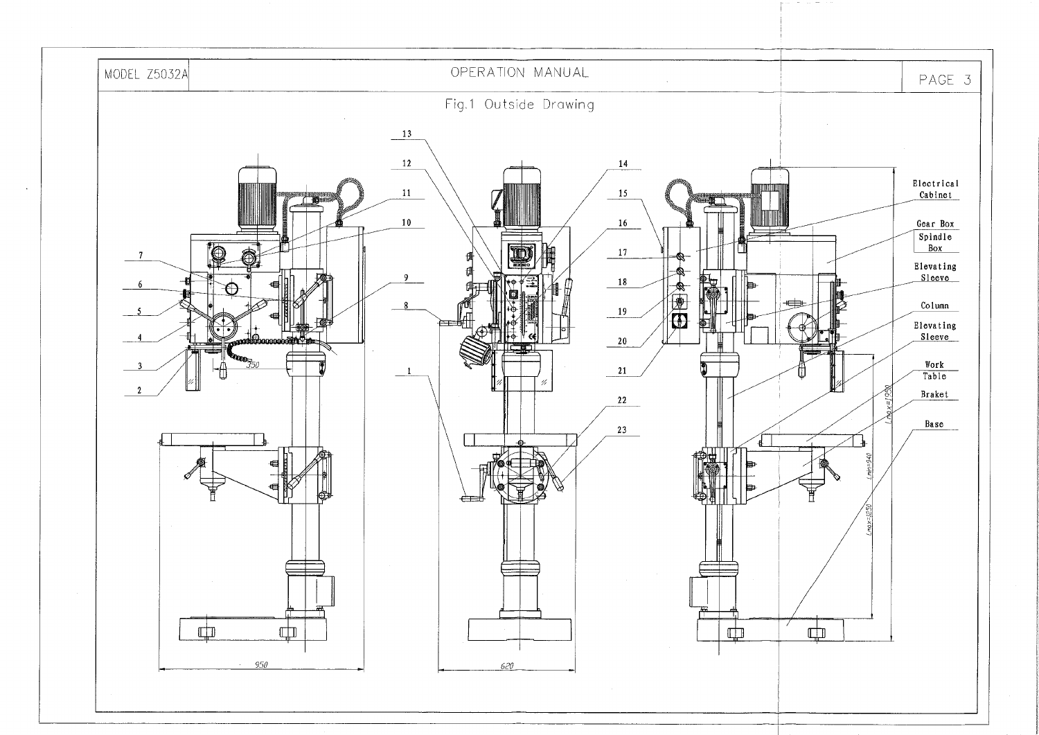# Fig.1 Outside Drawing

Electrical Cabinet

Gear Box

Spindle Box

Elevating Sleeve

Column

Elevating Sleeve

Work Table

Braket

Base

950

620

350

Lmax=1950

Lmin=940

Lmax=1250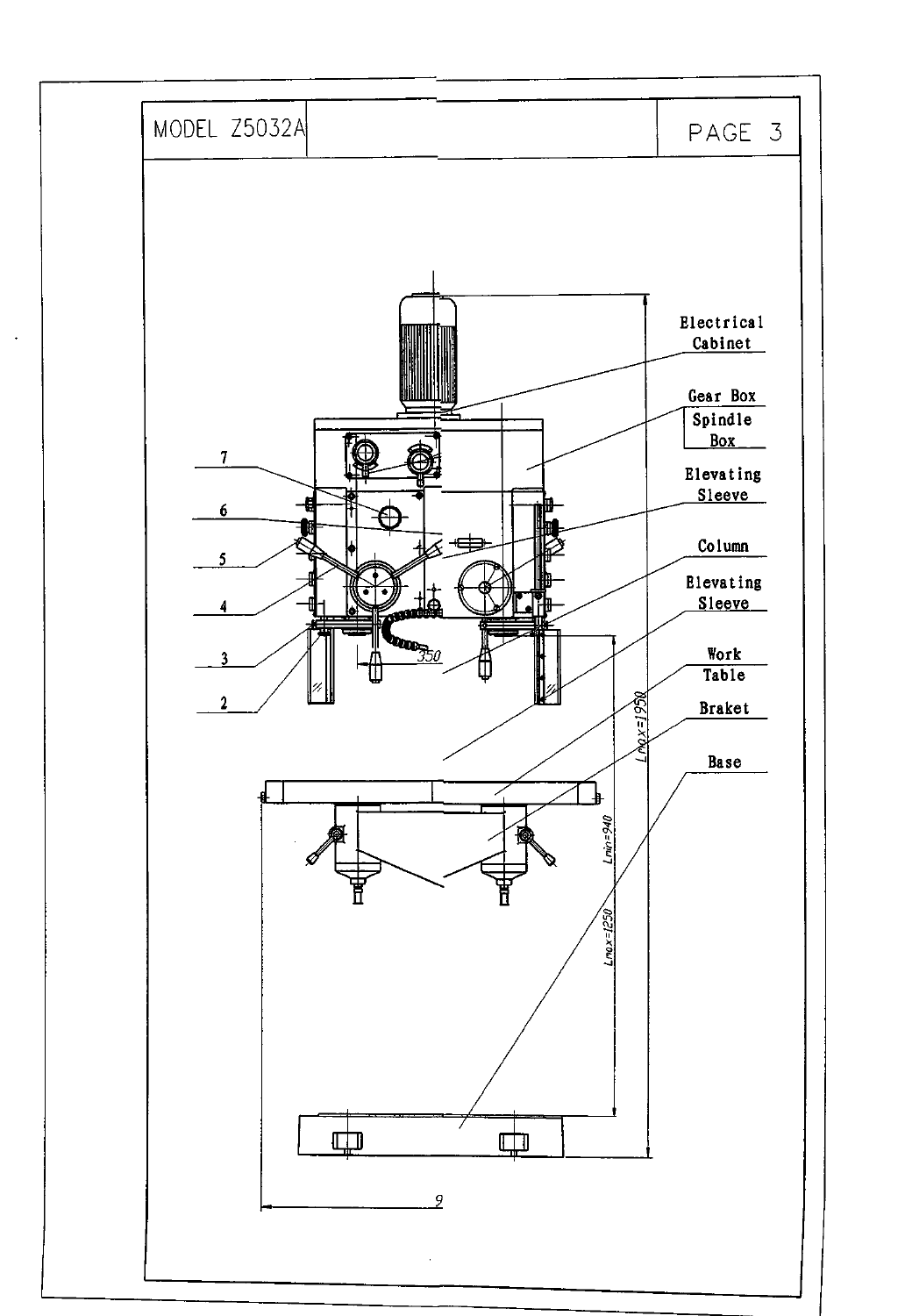MODEL Z5032A

Electrical Cabinet

Gear Box

Spindle Box

Elevating Sleeve

Column

Elevating Sleeve

Work Table

Braket

Base

7

6

5

4

3

2

350

Lmax=1950

Lmin=940

Lmax=1250

9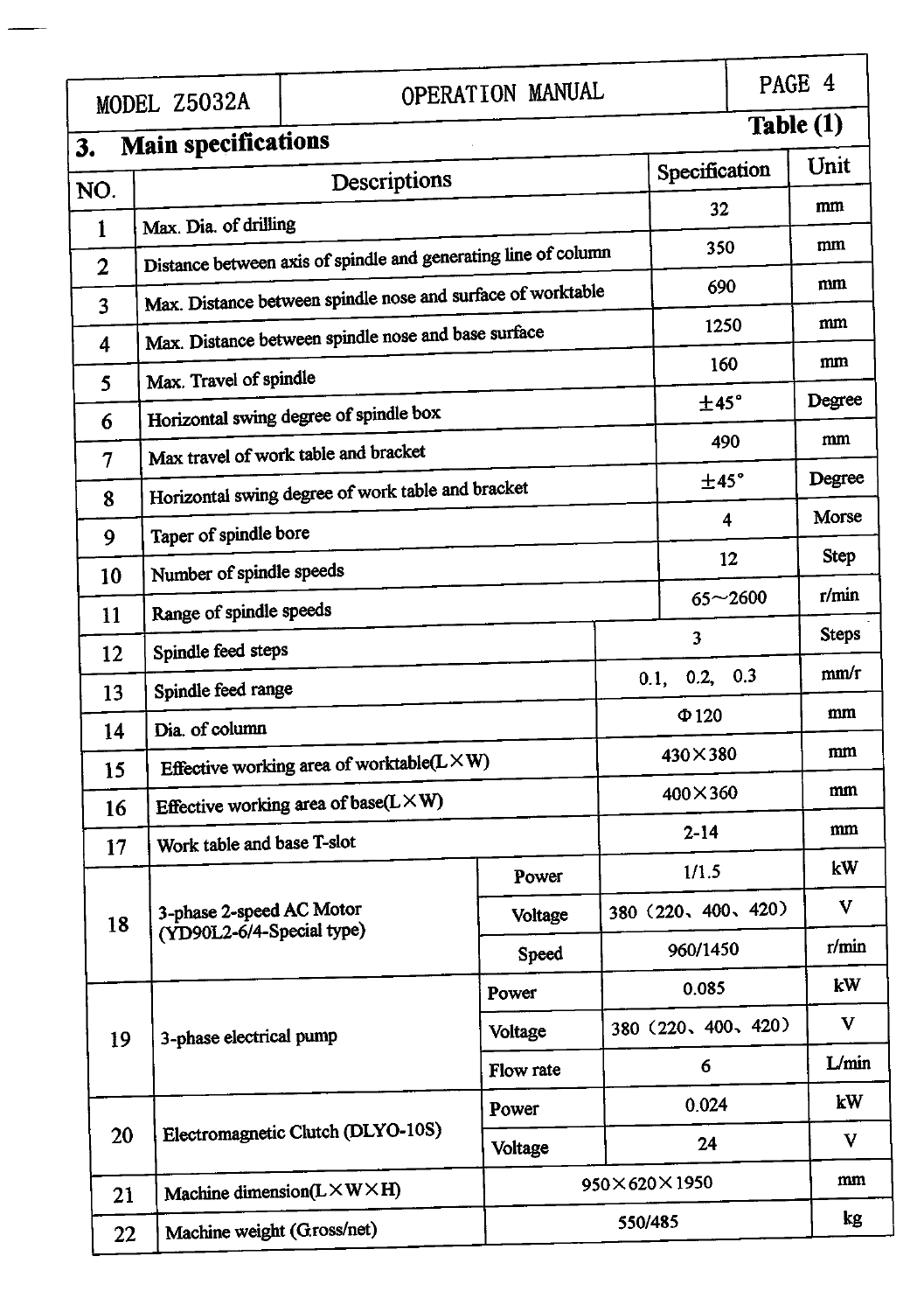## 3. Main specifications

**Table (1)**

| NO. | Descriptions | | Specification | Unit |
|---|---|---|---|---|
| 1 | Max. Dia. of drilling | | 32 | mm |
| 2 | Distance between axis of spindle and generating line of column | | 350 | mm |
| 3 | Max. Distance between spindle nose and surface of worktable | | 690 | mm |
| 4 | Max. Distance between spindle nose and base surface | | 1250 | mm |
| 5 | Max. Travel of spindle | | 160 | mm |
| 6 | Horizontal swing degree of spindle box | | ±45° | Degree |
| 7 | Max travel of work table and bracket | | 490 | mm |
| 8 | Horizontal swing degree of work table and bracket | | ±45° | Degree |
| 9 | Taper of spindle bore | | 4 | Morse |
| 10 | Number of spindle speeds | | 12 | Step |
| 11 | Range of spindle speeds | | 65~2600 | r/min |
| 12 | Spindle feed steps | | 3 | Steps |
| 13 | Spindle feed range | | 0.1, 0.2, 0.3 | mm/r |
| 14 | Dia. of column | | Φ120 | mm |
| 15 | Effective working area of worktable(L×W) | | 430×380 | mm |
| 16 | Effective working area of base(L×W) | | 400×360 | mm |
| 17 | Work table and base T-slot | | 2-14 | mm |
| 18 | 3-phase 2-speed AC Motor (YD90L2-6/4-Special type) | Power | 1/1.5 | kW |
| | | Voltage | 380（220、400、420） | V |
| | | Speed | 960/1450 | r/min |
| 19 | 3-phase electrical pump | Power | 0.085 | kW |
| | | Voltage | 380（220、400、420） | V |
| | | Flow rate | 6 | L/min |
| 20 | Electromagnetic Clutch (DLYO-10S) | Power | 0.024 | kW |
| | | Voltage | 24 | V |
| 21 | Machine dimension(L×W×H) | | 950×620×1950 | mm |
| 22 | Machine weight (Gross/net) | | 550/485 | kg |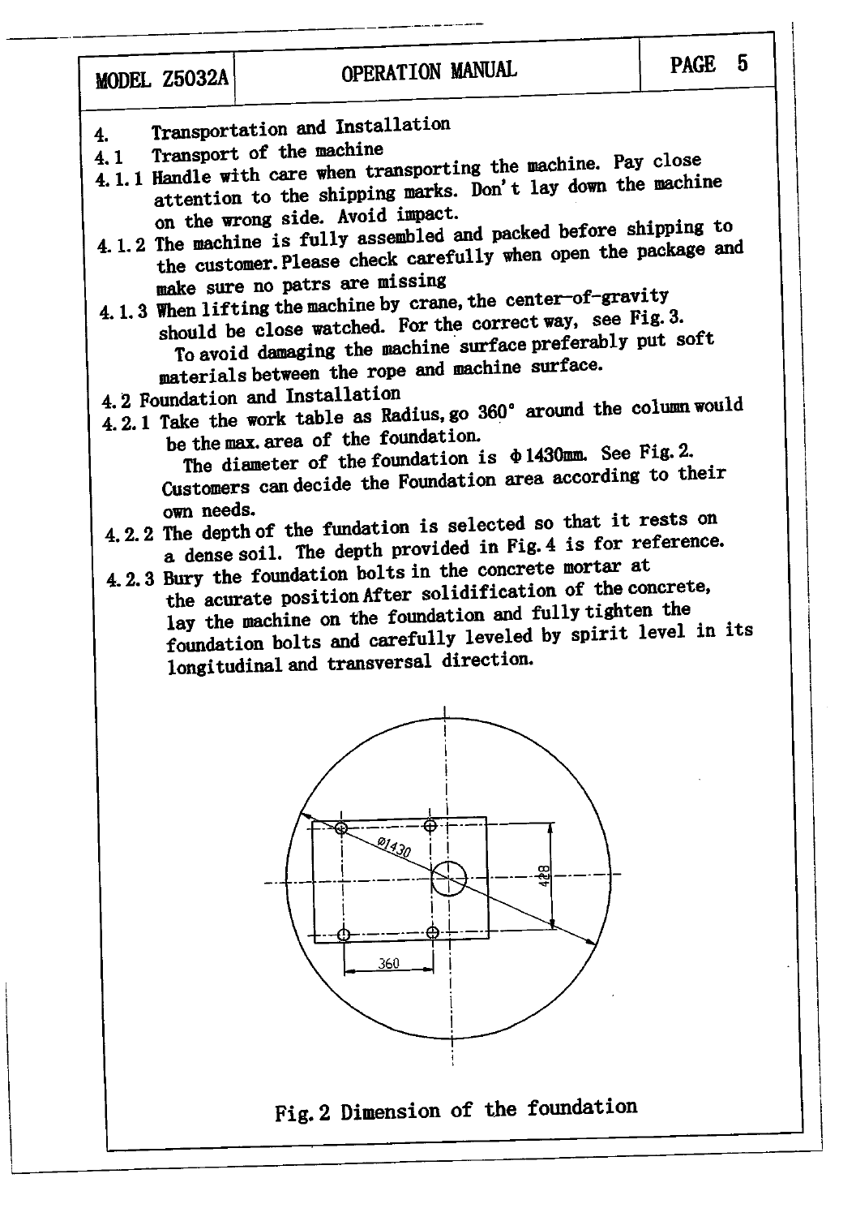## 4. Transportation and Installation

### 4.1 Transport of the machine

4.1.1 Handle with care when transporting the machine. Pay close attention to the shipping marks. Don't lay down the machine on the wrong side. Avoid impact.

4.1.2 The machine is fully assembled and packed before shipping to the customer. Please check carefully when open the package and make sure no patrs are missing

4.1.3 When lifting the machine by crane, the center-of-gravity should be close watched. For the correct way, see Fig. 3.
To avoid damaging the machine surface preferably put soft materials between the rope and machine surface.

### 4.2 Foundation and Installation

4.2.1 Take the work table as Radius, go 360° around the column would be the max. area of the foundation.
The diameter of the foundation is Φ1430mm. See Fig. 2.
Customers can decide the Foundation area according to their own needs.

4.2.2 The depth of the fundation is selected so that it rests on a dense soil. The depth provided in Fig. 4 is for reference.

4.2.3 Bury the foundation bolts in the concrete mortar at the acurate position After solidification of the concrete, lay the machine on the foundation and fully tighten the foundation bolts and carefully leveled by spirit level in its longitudinal and transversal direction.

Ø1430

428

360

Fig. 2 Dimension of the foundation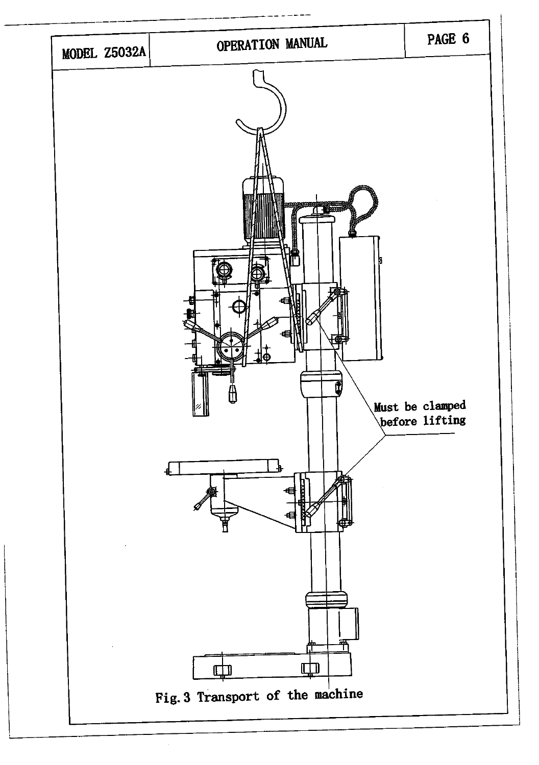Must be clamped before lifting

Fig.3 Transport of the machine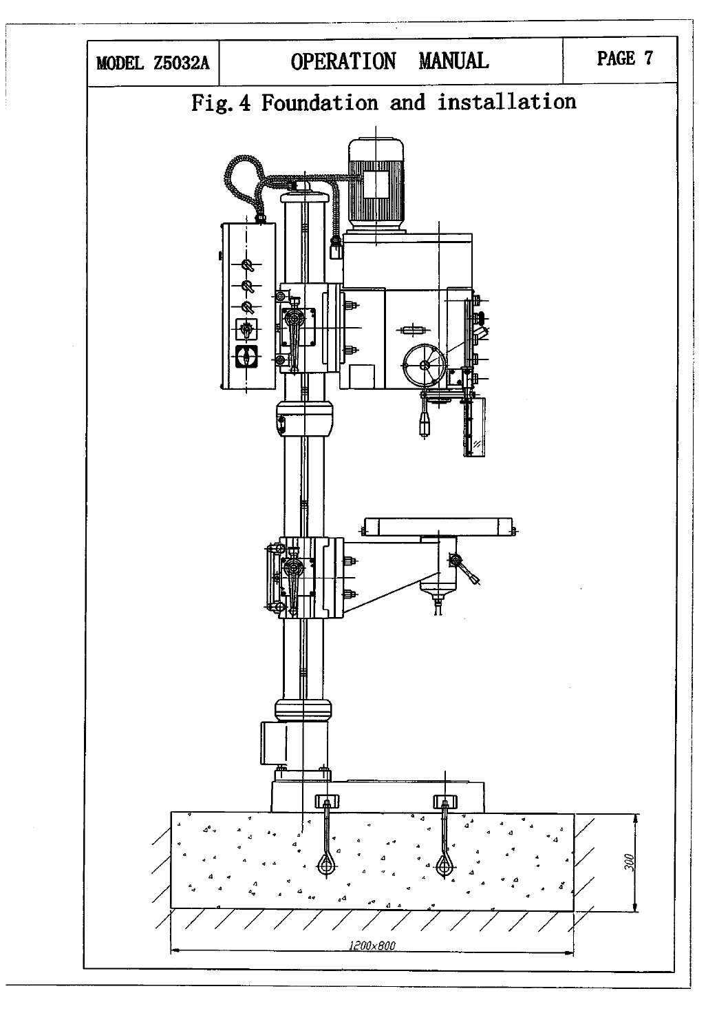# Fig.4 Foundation and installation

300

1200x800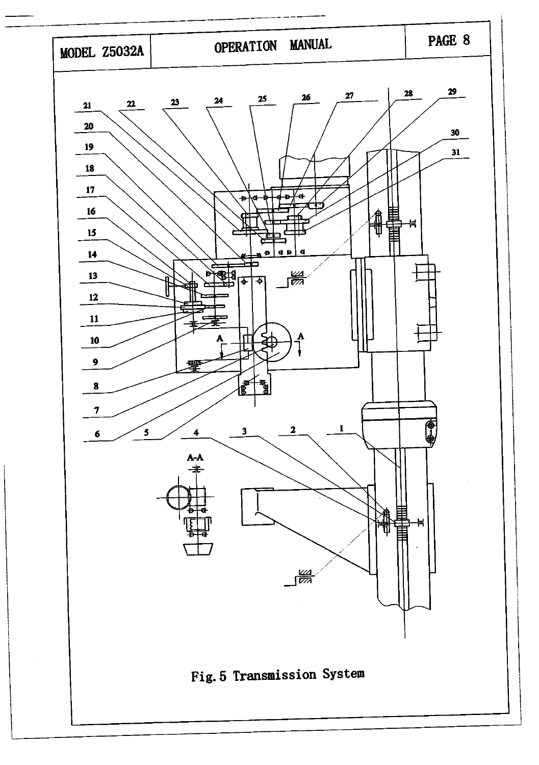Fig.5 Transmission System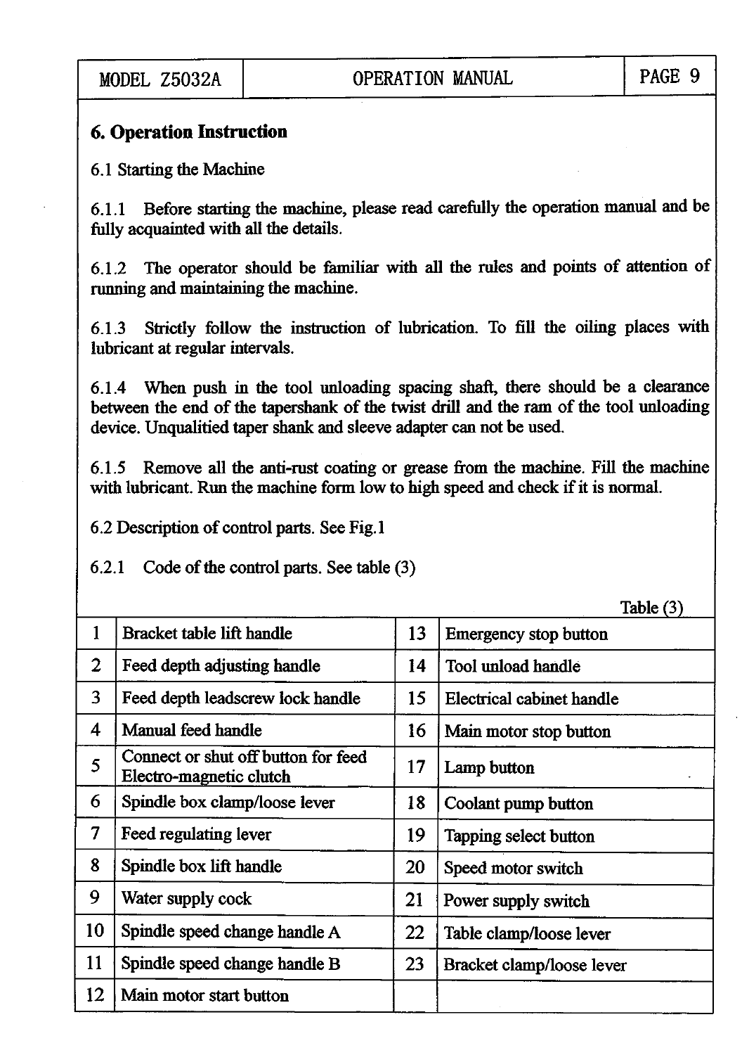## 6. Operation Instruction

6.1 Starting the Machine

6.1.1 Before starting the machine, please read carefully the operation manual and be fully acquainted with all the details.

6.1.2 The operator should be familiar with all the rules and points of attention of running and maintaining the machine.

6.1.3 Strictly follow the instruction of lubrication. To fill the oiling places with lubricant at regular intervals.

6.1.4 When push in the tool unloading spacing shaft, there should be a clearance between the end of the tapershank of the twist drill and the ram of the tool unloading device. Unqualitied taper shank and sleeve adapter can not be used.

6.1.5 Remove all the anti-rust coating or grease from the machine. Fill the machine with lubricant. Run the machine form low to high speed and check if it is normal.

6.2 Description of control parts. See Fig.1

6.2.1 Code of the control parts. See table (3)

Table (3)

| | | | |
|---|---|---|---|
| 1 | Bracket table lift handle | 13 | Emergency stop button |
| 2 | Feed depth adjusting handle | 14 | Tool unload handle |
| 3 | Feed depth leadscrew lock handle | 15 | Electrical cabinet handle |
| 4 | Manual feed handle | 16 | Main motor stop button |
| 5 | Connect or shut off button for feed Electro-magnetic clutch | 17 | Lamp button |
| 6 | Spindle box clamp/loose lever | 18 | Coolant pump button |
| 7 | Feed regulating lever | 19 | Tapping select button |
| 8 | Spindle box lift handle | 20 | Speed motor switch |
| 9 | Water supply cock | 21 | Power supply switch |
| 10 | Spindle speed change handle A | 22 | Table clamp/loose lever |
| 11 | Spindle speed change handle B | 23 | Bracket clamp/loose lever |
| 12 | Main motor start button | | |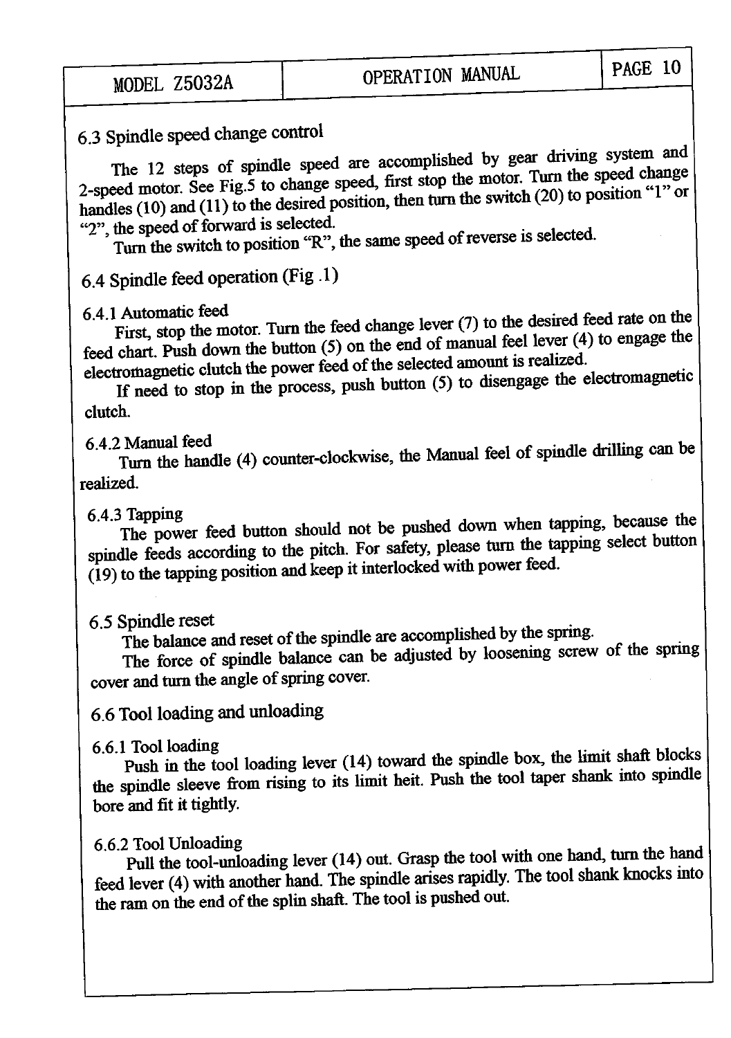### 6.3 Spindle speed change control

The 12 steps of spindle speed are accomplished by gear driving system and 2-speed motor. See Fig.5 to change speed, first stop the motor. Turn the speed change handles (10) and (11) to the desired position, then turn the switch (20) to position "1" or "2", the speed of forward is selected.

Turn the switch to position "R", the same speed of reverse is selected.

### 6.4 Spindle feed operation (Fig .1)

#### 6.4.1 Automatic feed

First, stop the motor. Turn the feed change lever (7) to the desired feed rate on the feed chart. Push down the button (5) on the end of manual feel lever (4) to engage the electromagnetic clutch the power feed of the selected amount is realized.

If need to stop in the process, push button (5) to disengage the electromagnetic clutch.

#### 6.4.2 Manual feed

Turn the handle (4) counter-clockwise, the Manual feel of spindle drilling can be realized.

#### 6.4.3 Tapping

The power feed button should not be pushed down when tapping, because the spindle feeds according to the pitch. For safety, please turn the tapping select button (19) to the tapping position and keep it interlocked with power feed.

### 6.5 Spindle reset

The balance and reset of the spindle are accomplished by the spring.

The force of spindle balance can be adjusted by loosening screw of the spring cover and turn the angle of spring cover.

### 6.6 Tool loading and unloading

#### 6.6.1 Tool loading

Push in the tool loading lever (14) toward the spindle box, the limit shaft blocks the spindle sleeve from rising to its limit heit. Push the tool taper shank into spindle bore and fit it tightly.

#### 6.6.2 Tool Unloading

Pull the tool-unloading lever (14) out. Grasp the tool with one hand, turn the hand feed lever (4) with another hand. The spindle arises rapidly. The tool shank knocks into the ram on the end of the splin shaft. The tool is pushed out.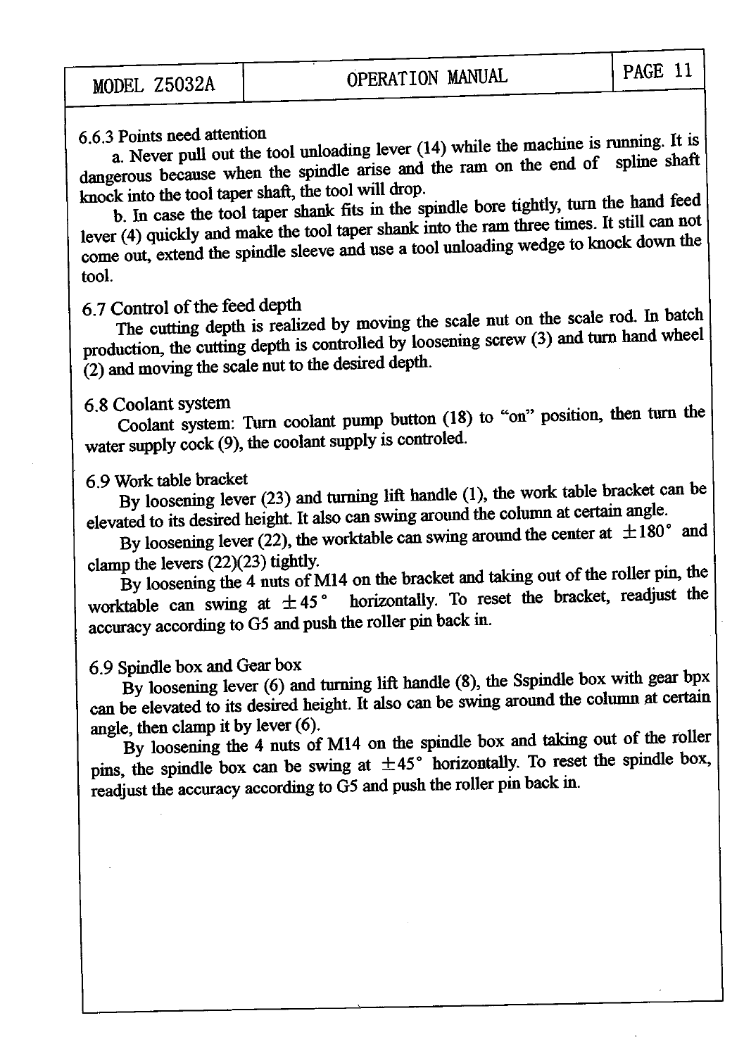### 6.6.3 Points need attention

a. Never pull out the tool unloading lever (14) while the machine is running. It is dangerous because when the spindle arise and the ram on the end of spline shaft knock into the tool taper shaft, the tool will drop.

b. In case the tool taper shank fits in the spindle bore tightly, turn the hand feed lever (4) quickly and make the tool taper shank into the ram three times. It still can not come out, extend the spindle sleeve and use a tool unloading wedge to knock down the tool.

## 6.7 Control of the feed depth

The cutting depth is realized by moving the scale nut on the scale rod. In batch production, the cutting depth is controlled by loosening screw (3) and turn hand wheel (2) and moving the scale nut to the desired depth.

## 6.8 Coolant system

Coolant system: Turn coolant pump button (18) to "on" position, then turn the water supply cock (9), the coolant supply is controled.

## 6.9 Work table bracket

By loosening lever (23) and turning lift handle (1), the work table bracket can be elevated to its desired height. It also can swing around the column at certain angle.

By loosening lever (22), the worktable can swing around the center at ±180° and clamp the levers (22)(23) tightly.

By loosening the 4 nuts of M14 on the bracket and taking out of the roller pin, the worktable can swing at ±45° horizontally. To reset the bracket, readjust the accuracy according to G5 and push the roller pin back in.

## 6.9 Spindle box and Gear box

By loosening lever (6) and turning lift handle (8), the Sspindle box with gear bpx can be elevated to its desired height. It also can be swing around the column at certain angle, then clamp it by lever (6).

By loosening the 4 nuts of M14 on the spindle box and taking out of the roller pins, the spindle box can be swing at ±45° horizontally. To reset the spindle box, readjust the accuracy according to G5 and push the roller pin back in.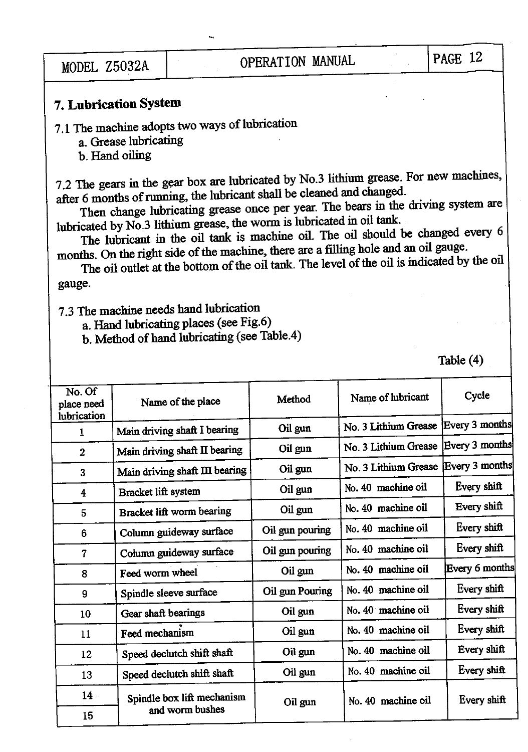## 7. Lubrication System

7.1 The machine adopts two ways of lubrication

a. Grease lubricating

b. Hand oiling

7.2 The gears in the gear box are lubricated by No.3 lithium grease. For new machines, after 6 months of running, the lubricant shall be cleaned and changed.

Then change lubricating grease once per year. The bears in the driving system are lubricated by No.3 lithium grease, the worm is lubricated in oil tank.

The lubricant in the oil tank is machine oil. The oil should be changed every 6 months. On the right side of the machine, there are a filling hole and an oil gauge.

The oil outlet at the bottom of the oil tank. The level of the oil is indicated by the oil gauge.

7.3 The machine needs hand lubrication

a. Hand lubricating places (see Fig.6)

b. Method of hand lubricating (see Table.4)

Table (4)

| No. Of place need lubrication | Name of the place | Method | Name of lubricant | Cycle |
|---|---|---|---|---|
| 1 | Main driving shaft I bearing | Oil gun | No. 3 Lithium Grease | Every 3 months |
| 2 | Main driving shaft II bearing | Oil gun | No. 3 Lithium Grease | Every 3 months |
| 3 | Main driving shaft III bearing | Oil gun | No. 3 Lithium Grease | Every 3 months |
| 4 | Bracket lift system | Oil gun | No. 40 machine oil | Every shift |
| 5 | Bracket lift worm bearing | Oil gun | No. 40 machine oil | Every shift |
| 6 | Column guideway surface | Oil gun pouring | No. 40 machine oil | Every shift |
| 7 | Column guideway surface | Oil gun pouring | No. 40 machine oil | Every shift |
| 8 | Feed worm wheel | Oil gun | No. 40 machine oil | Every 6 months |
| 9 | Spindle sleeve surface | Oil gun Pouring | No. 40 machine oil | Every shift |
| 10 | Gear shaft bearings | Oil gun | No. 40 machine oil | Every shift |
| 11 | Feed mechanism | Oil gun | No. 40 machine oil | Every shift |
| 12 | Speed declutch shift shaft | Oil gun | No. 40 machine oil | Every shift |
| 13 | Speed declutch shift shaft | Oil gun | No. 40 machine oil | Every shift |
| 14 | Spindle box lift mechanism and worm bushes | Oil gun | No. 40 machine oil | Every shift |
| 15 | | | | |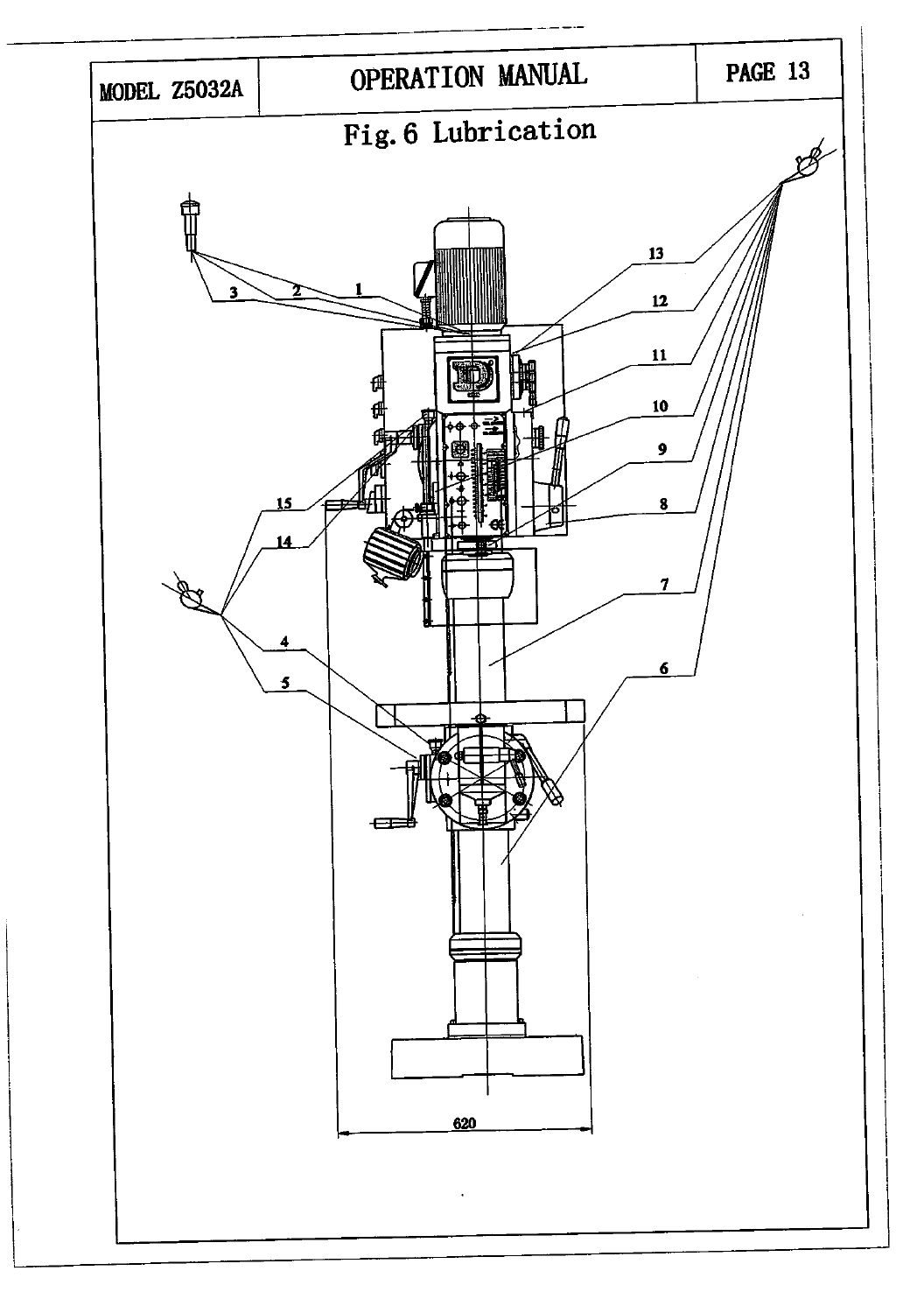# Fig.6 Lubrication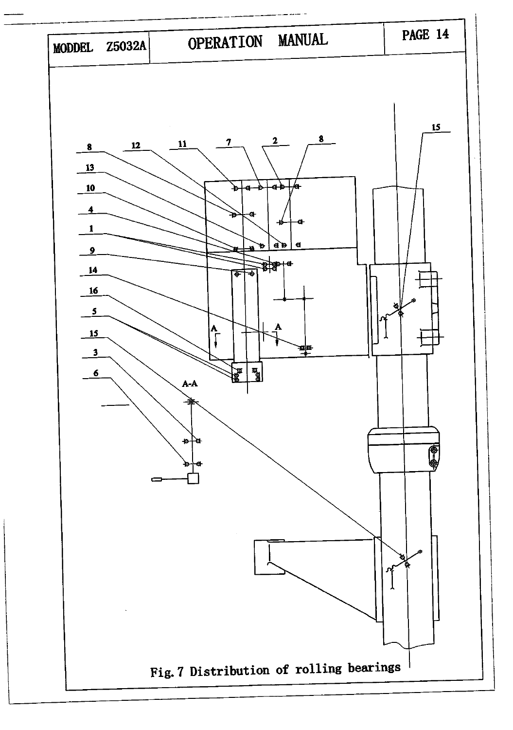Fig. 7 Distribution of rolling bearings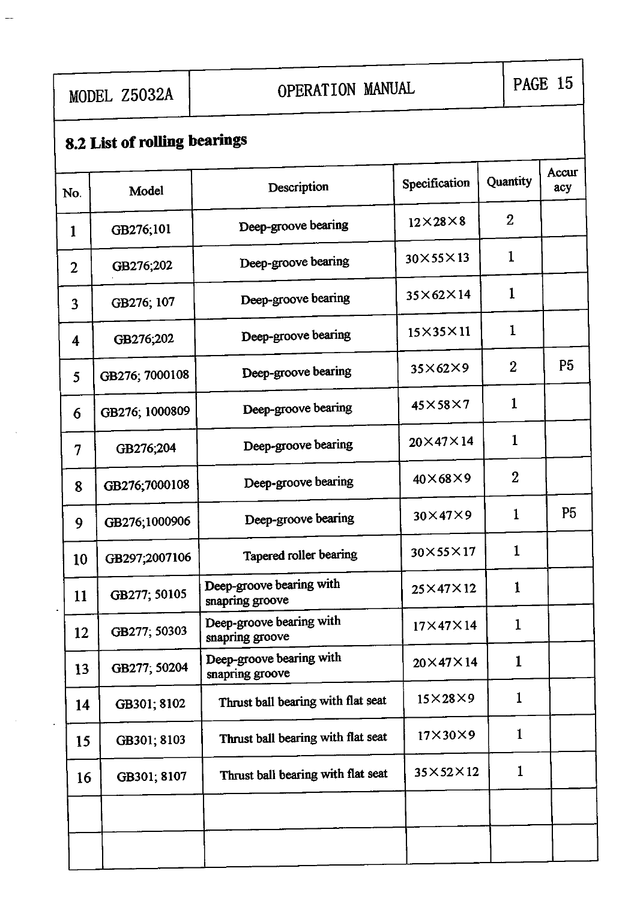## 8.2 List of rolling bearings

| No. | Model | Description | Specification | Quantity | Accuracy |
|---|---|---|---|---|---|
| 1 | GB276;101 | Deep-groove bearing | 12×28×8 | 2 | |
| 2 | GB276;202 | Deep-groove bearing | 30×55×13 | 1 | |
| 3 | GB276; 107 | Deep-groove bearing | 35×62×14 | 1 | |
| 4 | GB276;202 | Deep-groove bearing | 15×35×11 | 1 | |
| 5 | GB276; 7000108 | Deep-groove bearing | 35×62×9 | 2 | P5 |
| 6 | GB276; 1000809 | Deep-groove bearing | 45×58×7 | 1 | |
| 7 | GB276;204 | Deep-groove bearing | 20×47×14 | 1 | |
| 8 | GB276;7000108 | Deep-groove bearing | 40×68×9 | 2 | |
| 9 | GB276;1000906 | Deep-groove bearing | 30×47×9 | 1 | P5 |
| 10 | GB297;2007106 | Tapered roller bearing | 30×55×17 | 1 | |
| 11 | GB277; 50105 | Deep-groove bearing with snapring groove | 25×47×12 | 1 | |
| 12 | GB277; 50303 | Deep-groove bearing with snapring groove | 17×47×14 | 1 | |
| 13 | GB277; 50204 | Deep-groove bearing with snapring groove | 20×47×14 | 1 | |
| 14 | GB301; 8102 | Thrust ball bearing with flat seat | 15×28×9 | 1 | |
| 15 | GB301; 8103 | Thrust ball bearing with flat seat | 17×30×9 | 1 | |
| 16 | GB301; 8107 | Thrust ball bearing with flat seat | 35×52×12 | 1 | |
| | | | | | |
| | | | | | |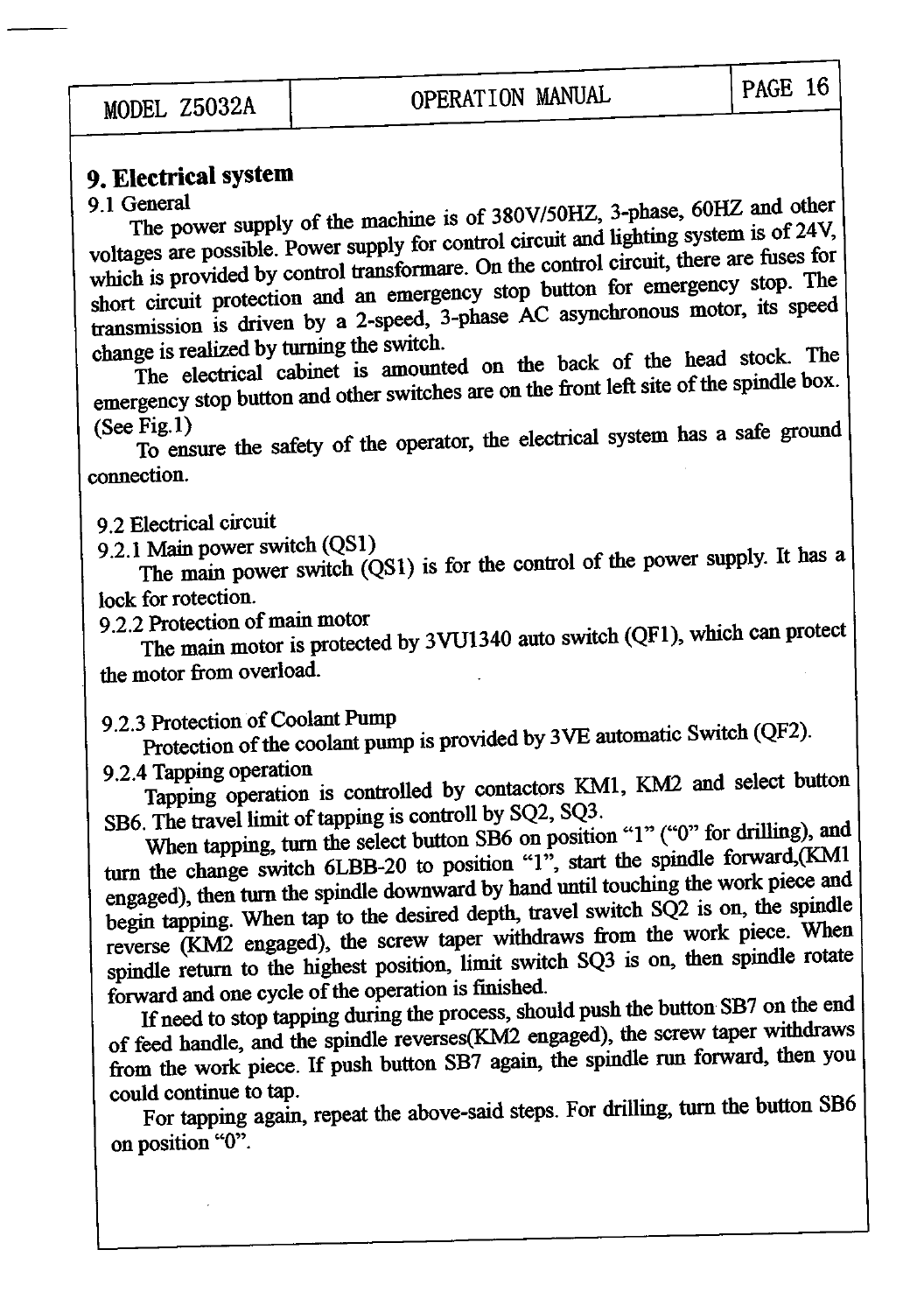# 9. Electrical system

9.1 General

The power supply of the machine is of 380V/50HZ, 3-phase, 60HZ and other voltages are possible. Power supply for control circuit and lighting system is of 24V, which is provided by control transformare. On the control circuit, there are fuses for short circuit protection and an emergency stop button for emergency stop. The transmission is driven by a 2-speed, 3-phase AC asynchronous motor, its speed change is realized by turning the switch.

The electrical cabinet is amounted on the back of the head stock. The emergency stop button and other switches are on the front left site of the spindle box. (See Fig.1)

To ensure the safety of the operator, the electrical system has a safe ground connection.

9.2 Electrical circuit

9.2.1 Main power switch (QS1)

The main power switch (QS1) is for the control of the power supply. It has a lock for rotection.

9.2.2 Protection of main motor

The main motor is protected by 3VU1340 auto switch (QF1), which can protect the motor from overload.

9.2.3 Protection of Coolant Pump

Protection of the coolant pump is provided by 3VE automatic Switch (QF2).

9.2.4 Tapping operation

Tapping operation is controlled by contactors KM1, KM2 and select button SB6. The travel limit of tapping is controll by SQ2, SQ3.

When tapping, turn the select button SB6 on position "1" ("0" for drilling), and turn the change switch 6LBB-20 to position "1", start the spindle forward,(KM1 engaged), then turn the spindle downward by hand until touching the work piece and begin tapping. When tap to the desired depth, travel switch SQ2 is on, the spindle reverse (KM2 engaged), the screw taper withdraws from the work piece. When spindle return to the highest position, limit switch SQ3 is on, then spindle rotate forward and one cycle of the operation is finished.

If need to stop tapping during the process, should push the button SB7 on the end of feed handle, and the spindle reverses(KM2 engaged), the screw taper withdraws from the work piece. If push button SB7 again, the spindle run forward, then you could continue to tap.

For tapping again, repeat the above-said steps. For drilling, turn the button SB6 on position "0".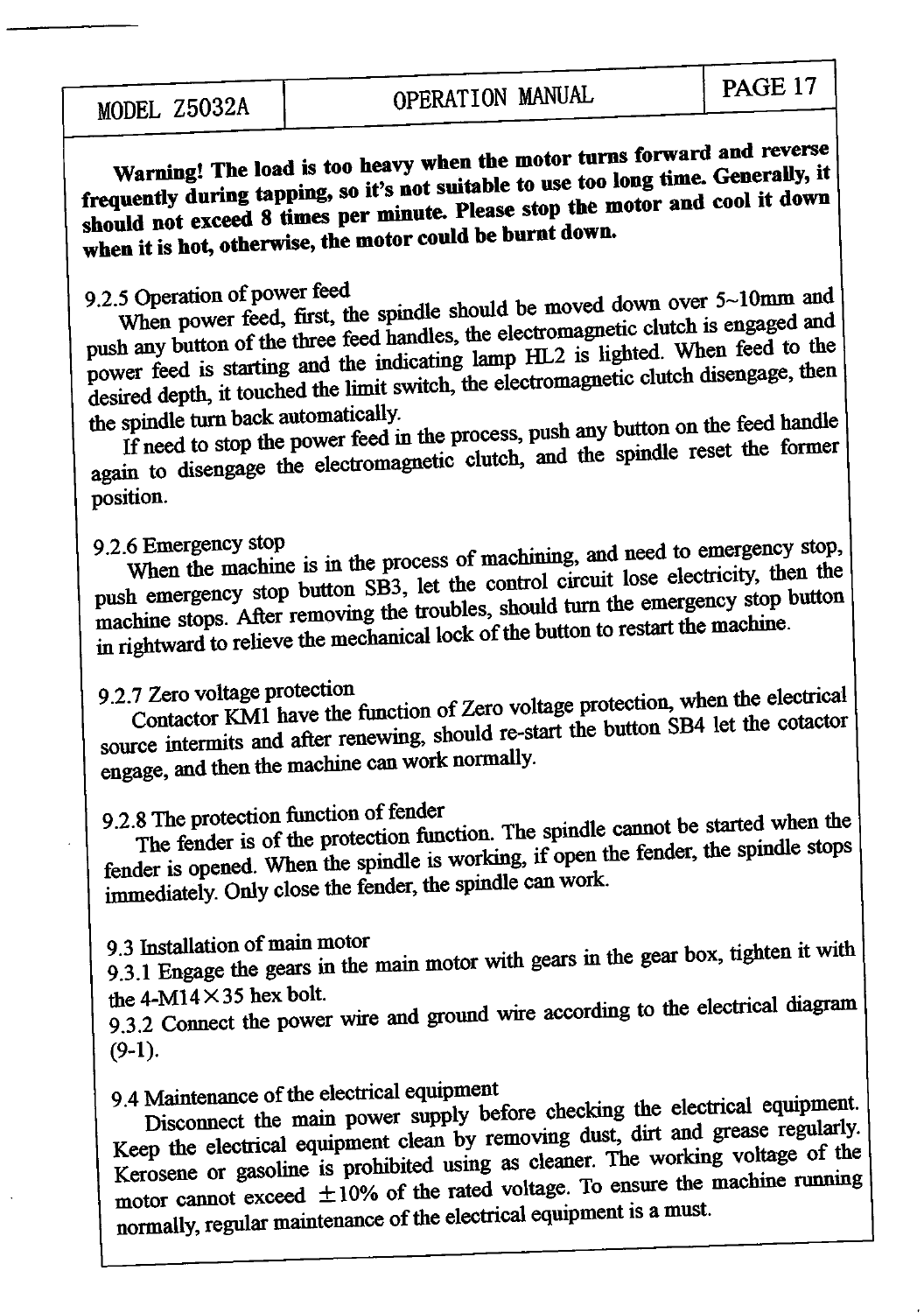**Warning! The load is too heavy when the motor turns forward and reverse frequently during tapping, so it's not suitable to use too long time. Generally, it should not exceed 8 times per minute. Please stop the motor and cool it down when it is hot, otherwise, the motor could be burnt down.**

9.2.5 Operation of power feed

When power feed, first, the spindle should be moved down over 5~10mm and push any button of the three feed handles, the electromagnetic clutch is engaged and power feed is starting and the indicating lamp HL2 is lighted. When feed to the desired depth, it touched the limit switch, the electromagnetic clutch disengage, then the spindle turn back automatically.

If need to stop the power feed in the process, push any button on the feed handle again to disengage the electromagnetic clutch, and the spindle reset the former position.

9.2.6 Emergency stop

When the machine is in the process of machining, and need to emergency stop, push emergency stop button SB3, let the control circuit lose electricity, then the machine stops. After removing the troubles, should turn the emergency stop button in rightward to relieve the mechanical lock of the button to restart the machine.

9.2.7 Zero voltage protection

Contactor KM1 have the function of Zero voltage protection, when the electrical source intermits and after renewing, should re-start the button SB4 let the cotactor engage, and then the machine can work normally.

9.2.8 The protection function of fender

The fender is of the protection function. The spindle cannot be started when the fender is opened. When the spindle is working, if open the fender, the spindle stops immediately. Only close the fender, the spindle can work.

9.3 Installation of main motor

9.3.1 Engage the gears in the main motor with gears in the gear box, tighten it with the 4-M14×35 hex bolt.

9.3.2 Connect the power wire and ground wire according to the electrical diagram (9-1).

9.4 Maintenance of the electrical equipment

Disconnect the main power supply before checking the electrical equipment. Keep the electrical equipment clean by removing dust, dirt and grease regularly. Kerosene or gasoline is prohibited using as cleaner. The working voltage of the motor cannot exceed ±10% of the rated voltage. To ensure the machine running normally, regular maintenance of the electrical equipment is a must.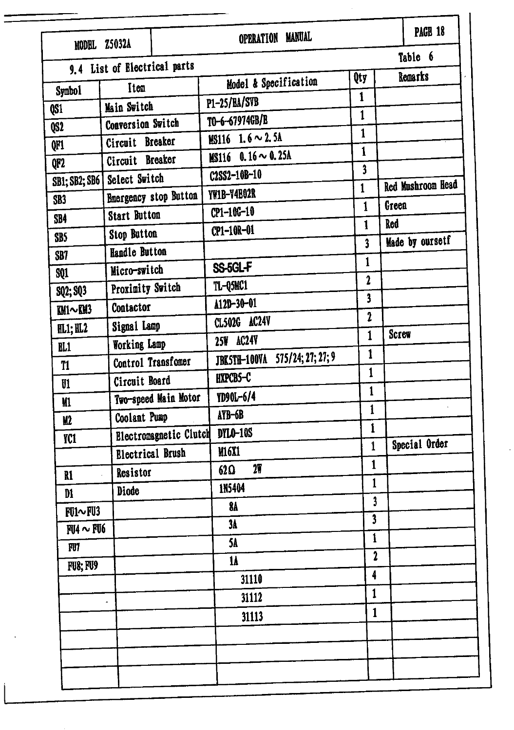## 9.4 List of Electrical parts

Table 6

| Symbol | Item | Model & Specification | Qty | Remarks |
|---|---|---|---|---|
| QS1 | Main Switch | P1-25/EA/SVB | 1 | |
| QS2 | Conversion Switch | TO-6-67974GB/E | 1 | |
| QF1 | Circuit Breaker | MS116 1.6～2.5A | 1 | |
| QF2 | Circuit Breaker | MS116 0.16～0.25A | 1 | |
| SB1; SB2; SB6 | Select Switch | C2SS2-10B-10 | 3 | |
| SB3 | Emergency stop Button | YW1B-V4E02R | 1 | Red Mushroom Head |
| SB4 | Start Button | CP1-10G-10 | 1 | Green |
| SB5 | Stop Button | CP1-10R-01 | 1 | Red |
| SB7 | Handle Button | | 3 | Made by oursetf |
| SQ1 | Micro-switch | SS-5GL-F | 1 | |
| SQ2; SQ3 | Proximity Switch | TL-Q5MC1 | 2 | |
| KM1～KM3 | Contactor | A12D-30-01 | 3 | |
| HL1; HL2 | Signal Lamp | CL502G AC24V | 2 | |
| EL1 | Working Lamp | 25W AC24V | 1 | Screw |
| T1 | Control Transfomer | JBK5TH-100VA 575/24; 27; 27; 9 | 1 | |
| U1 | Circuit Board | HXPCB5-C | 1 | |
| M1 | Two-speed Main Motor | YD90L-6/4 | 1 | |
| M2 | Coolant Pump | AYB-6B | 1 | |
| YC1 | Electromagnetic Clutch | DYLO-10S | 1 | |
| | Electrical Brush | M16X1 | 1 | Special Order |
| R1 | Resistor | 62Ω 2W | 1 | |
| D1 | Diode | 1N5404 | 1 | |
| FU1～FU3 | | 8A | 3 | |
| FU4～FU6 | | 3A | 3 | |
| FU7 | | 5A | 1 | |
| FU8; FU9 | | 1A | 2 | |
| | | 31110 | 4 | |
| | | 31112 | 1 | |
| | | 31113 | 1 | |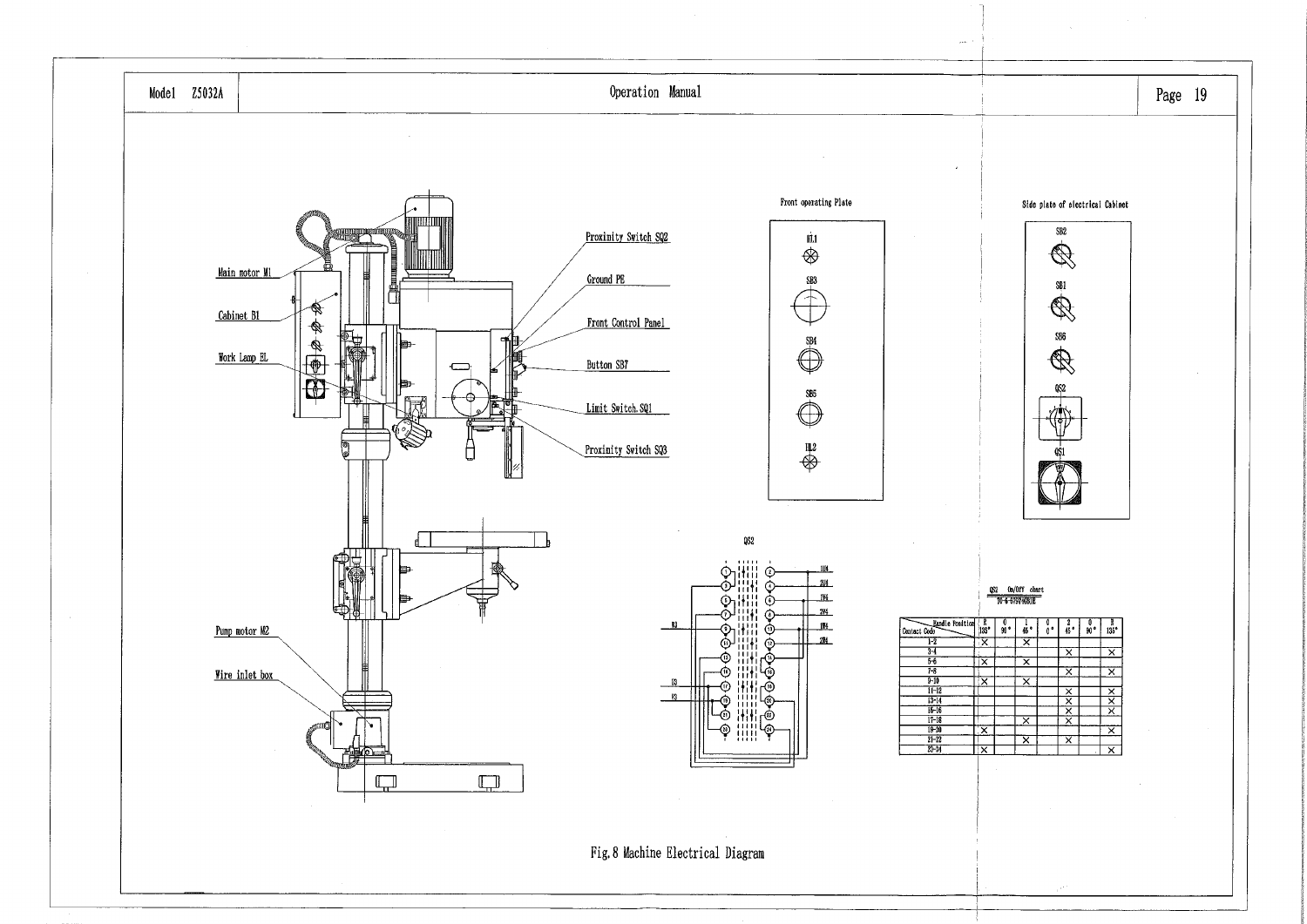Main motor M1

Cabinet B1

Work Lamp EL

Pump motor M2

Wire inlet box

Proximity Switch SQ2

Ground PE

Front Control Panel

Button SB7

Limit Switch SQ1

Proximity Switch SQ3

Front operating Plate

HL1

SB3

SB4

SB5

HL2

Side plate of electrical Cabinet

SB2

SB1

SB6

QS2

QS1

QS2

QS2 On/Off chart

| Handle Position / Contact Code | R 135° | 0 90° | 1 45° | 0 0° | 2 45° | 0 90° | R 135° |
|---|---|---|---|---|---|---|---|
| 1-2 | × | | × | | | | |
| 3-4 | | | | | × | | × |
| 5-6 | × | | × | | | | |
| 7-8 | | | | | × | | × |
| 9-10 | × | | × | | | | |
| 11-12 | | | | | × | | × |
| 13-14 | | | | | × | | × |
| 15-16 | | | | | × | | × |
| 17-18 | | | × | | × | | |
| 19-20 | × | | | | | | × |
| 21-22 | | | × | | × | | |
| 23-24 | × | | | | | | × |

Fig.8 Machine Electrical Diagram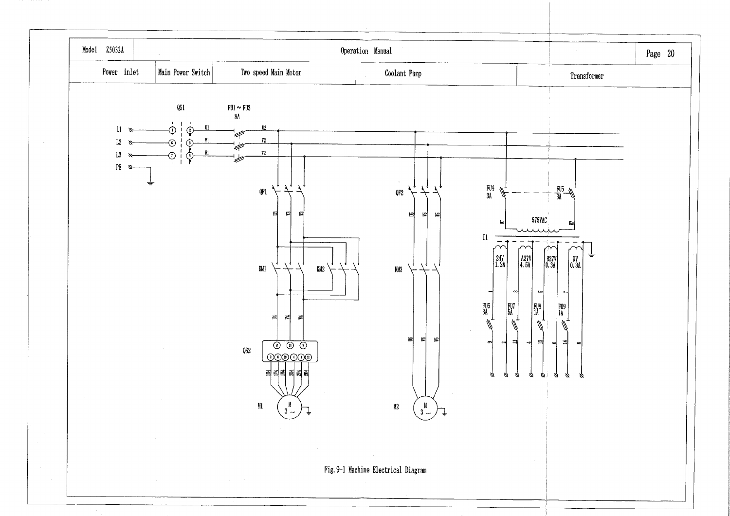| Model Z5032A | Operation Manual | | | Page 20 |
|---|---|---|---|---|
| Power inlet | Main Power Switch | Two speed Main Motor | Coolant Pump | Transformer |

QS1

FU1 ~ FU3
8A

L1 L2 L3 PE

U1 V1 W1

U2 V2 W2

QF1

U3 V3 W3

KM1 KM2

U4 V4 W4

QS2

1U4 1V4 1W4 2U4 2V4 2W4

M1
M
3 ~

QF2

U5 V5 W5

KM3

U6 V6 W6

M2
M
3 ~

FU4
3A

FU5
3A

U7 575VAC W7

T1

24V
1.2A

A27V
4.5A

B27V
0.3A

9V
0.3A

FU6
3A

FU7
5A

FU8
1A

FU9
1A

1 3 5 7

9 2 11 4 13 6 14 8

Fig.9-1 Machine Electrical Diagram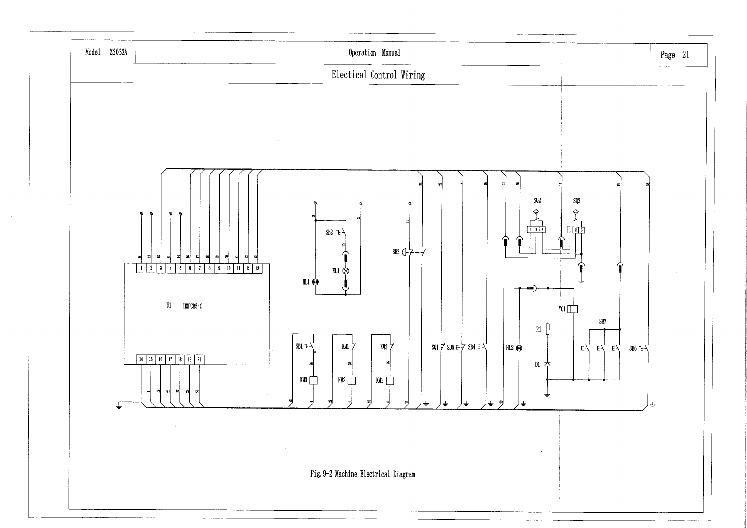## Electical Control Wiring

Fig.9-2 Machine Electrical Diagram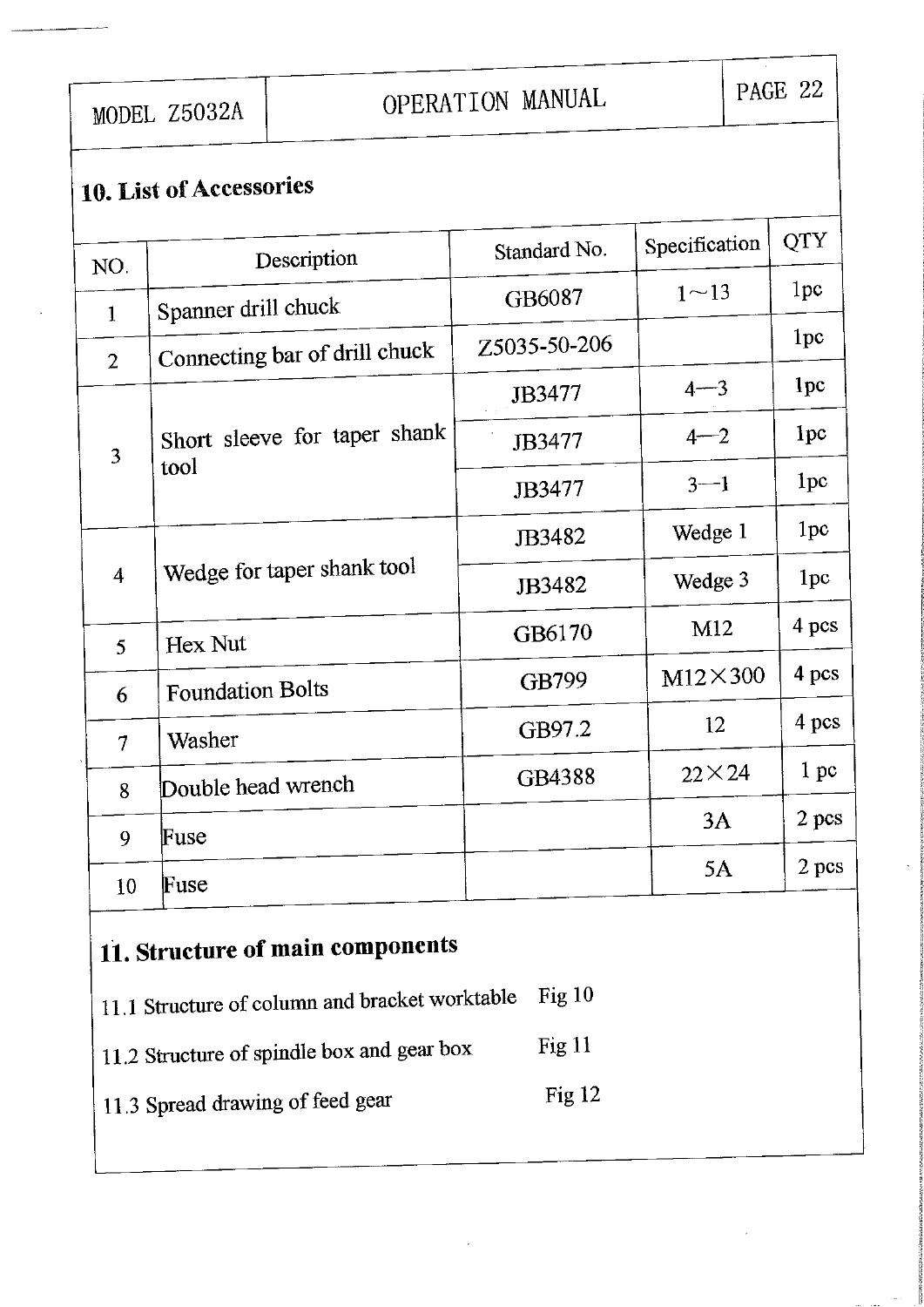## 10. List of Accessories

| NO. | Description | Standard No. | Specification | QTY |
|---|---|---|---|---|
| 1 | Spanner drill chuck | GB6087 | 1～13 | 1pc |
| 2 | Connecting bar of drill chuck | Z5035-50-206 | | 1pc |
| 3 | Short sleeve for taper shank tool | JB3477 | 4—3 | 1pc |
| | | JB3477 | 4—2 | 1pc |
| | | JB3477 | 3—1 | 1pc |
| 4 | Wedge for taper shank tool | JB3482 | Wedge 1 | 1pc |
| | | JB3482 | Wedge 3 | 1pc |
| 5 | Hex Nut | GB6170 | M12 | 4 pcs |
| 6 | Foundation Bolts | GB799 | M12×300 | 4 pcs |
| 7 | Washer | GB97.2 | 12 | 4 pcs |
| 8 | Double head wrench | GB4388 | 22×24 | 1 pc |
| 9 | Fuse | | 3A | 2 pcs |
| 10 | Fuse | | 5A | 2 pcs |

## 11. Structure of main components

11.1 Structure of column and bracket worktable Fig 10

11.2 Structure of spindle box and gear box Fig 11

11.3 Spread drawing of feed gear Fig 12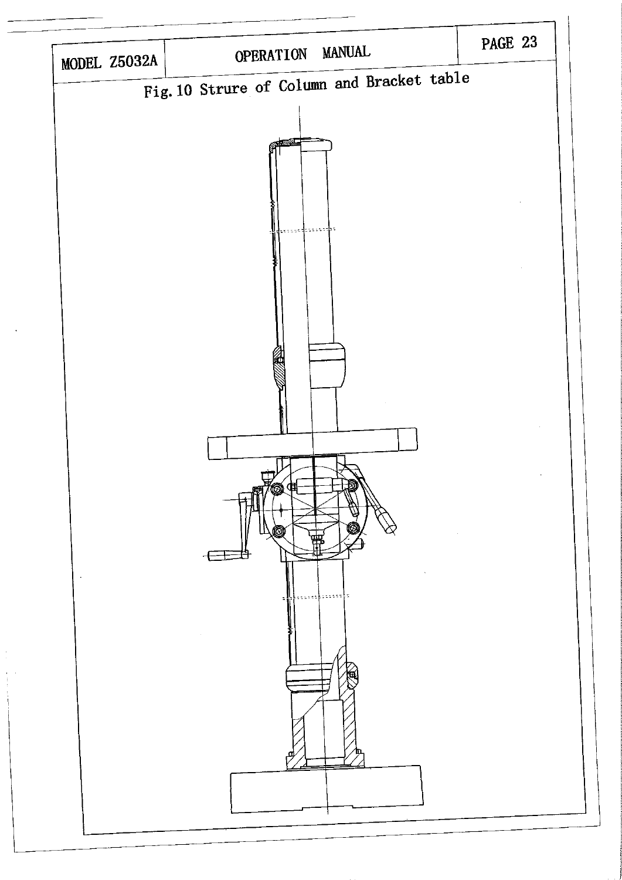Fig. 10 Strure of Column and Bracket table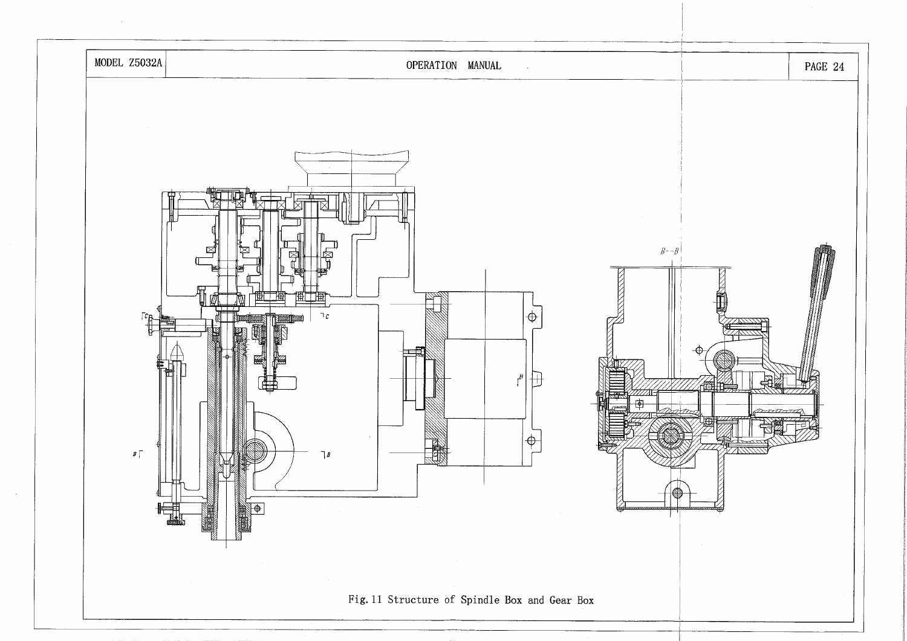Fig. 11 Structure of Spindle Box and Gear Box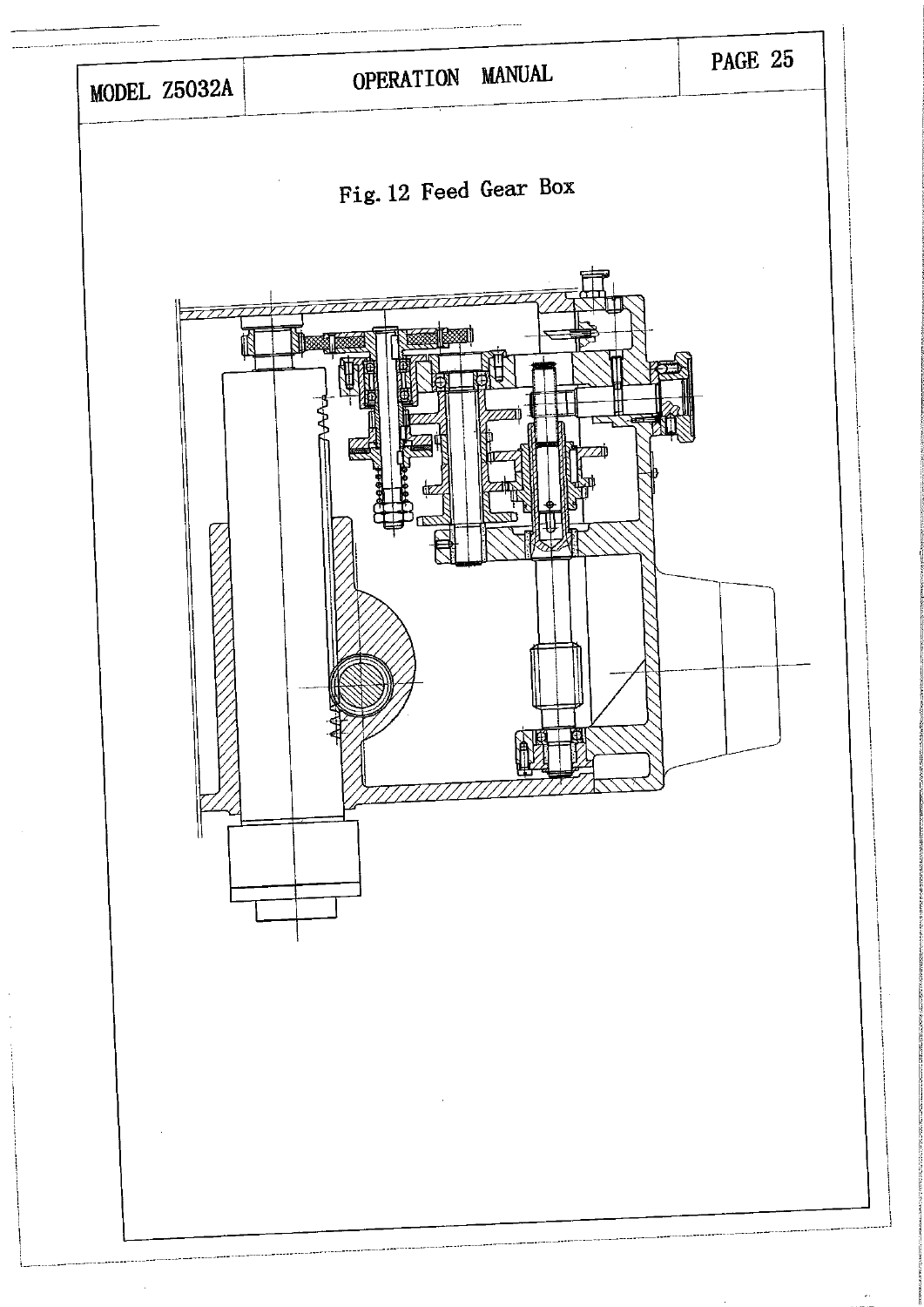Fig. 12 Feed Gear Box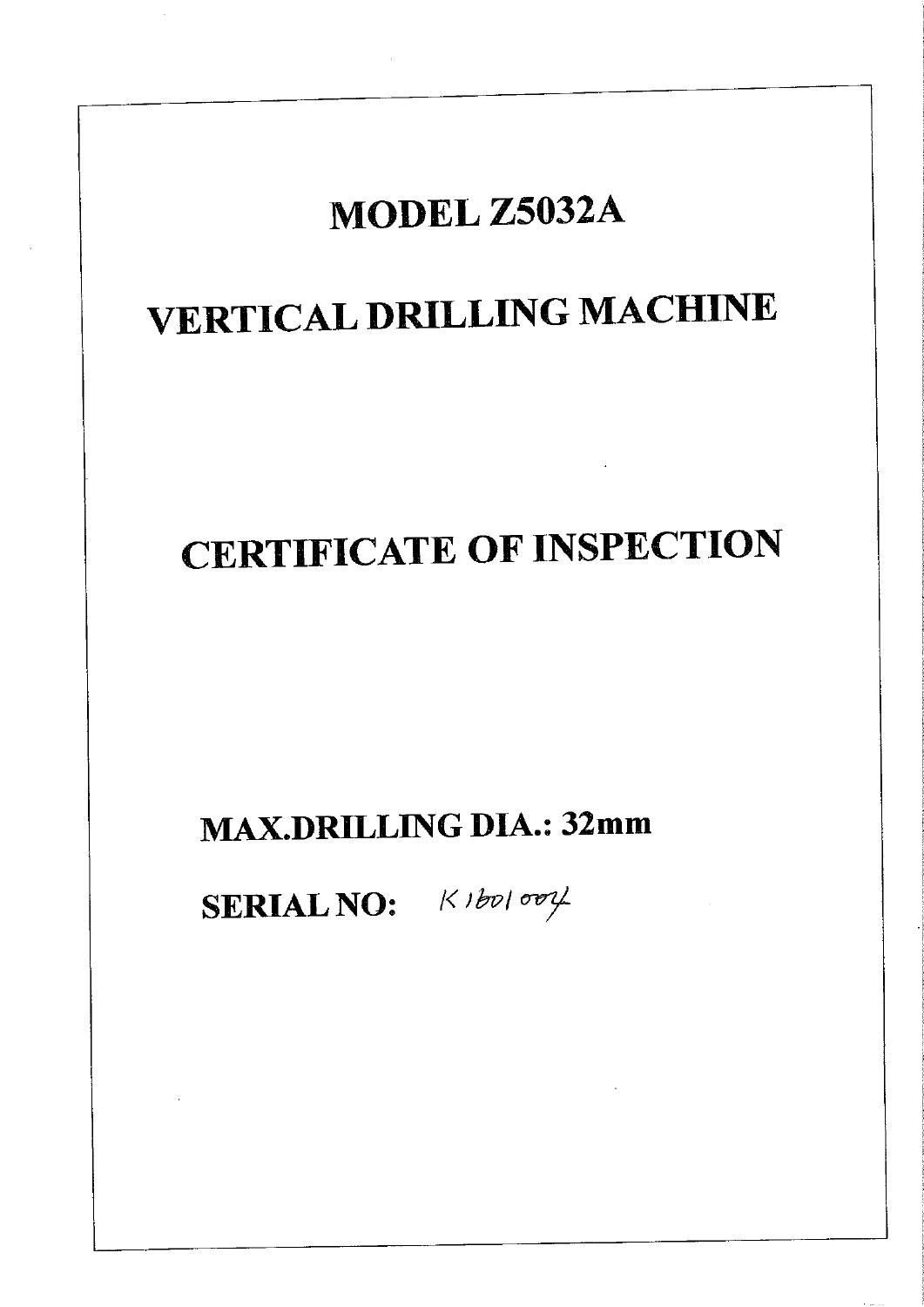# MODEL Z5032A

# VERTICAL DRILLING MACHINE

# CERTIFICATE OF INSPECTION

**MAX.DRILLING DIA.: 32mm**

**SERIAL NO:** K1601004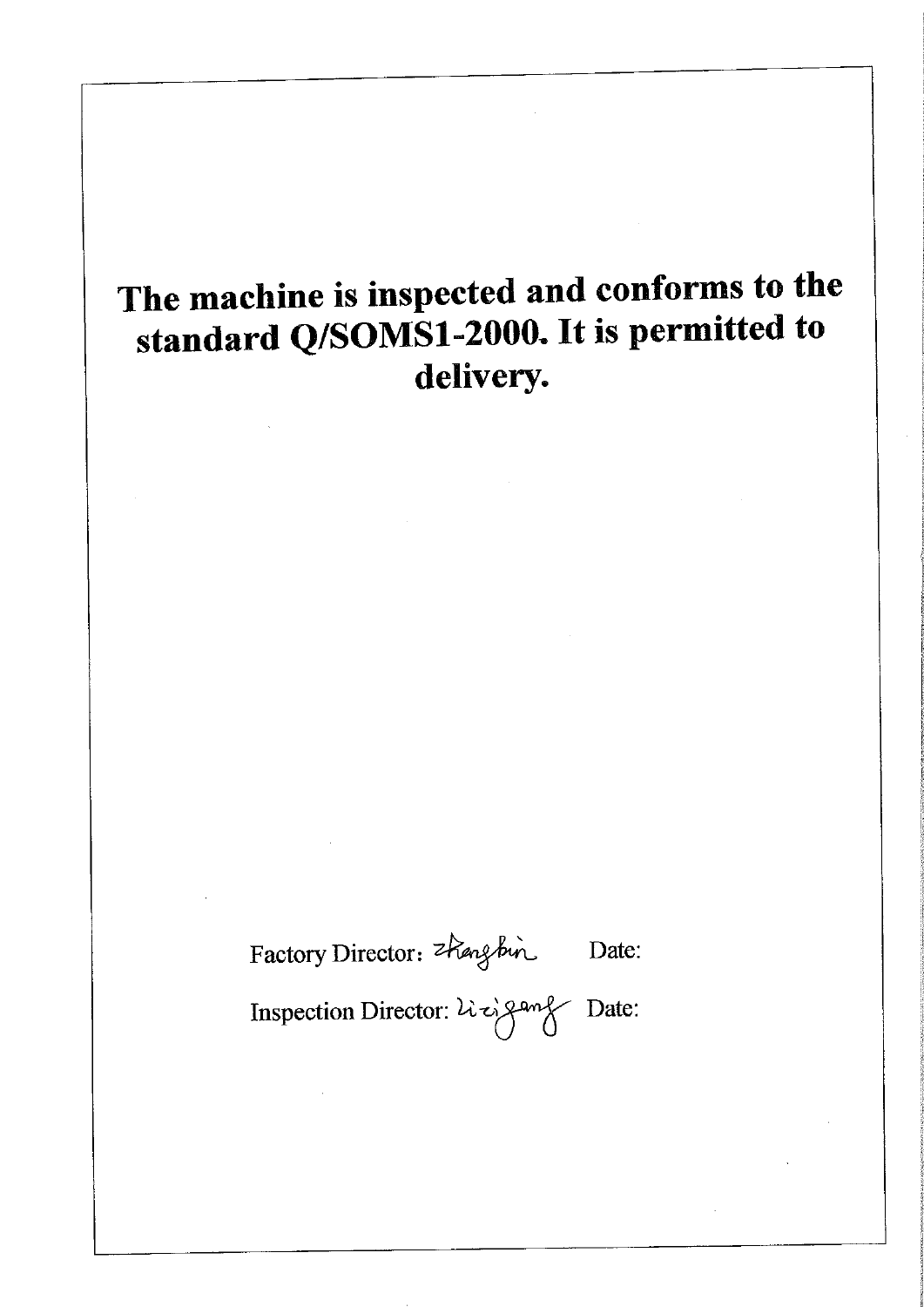**The machine is inspected and conforms to the standard Q/SOMS1-2000. It is permitted to delivery.**

Factory Director: zhangbin Date:

Inspection Director: lizigang Date: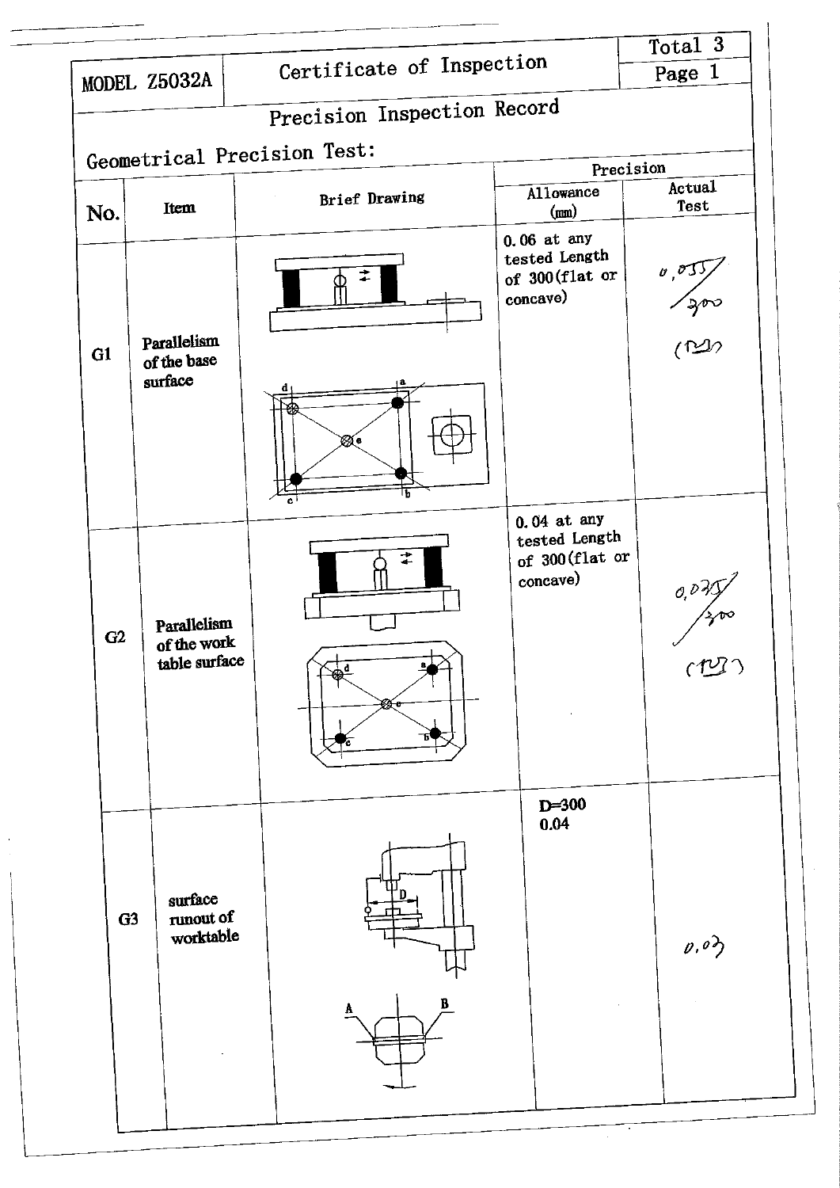| MODEL Z5032A | Certificate of Inspection | Total 3 |
|---|---|---|
| | | Page 1 |

## Precision Inspection Record

### Geometrical Precision Test:

| No. | Item | Brief Drawing | Precision: Allowance (mm) | Precision: Actual Test |
|---|---|---|---|---|
| G1 | Parallelism of the base surface | | 0.06 at any tested Length of 300(flat or concave) | 0,055/300 (凹) |
| G2 | Parallelism of the work table surface | | 0.04 at any tested Length of 300(flat or concave) | 0,035/300 (凹) |
| G3 | surface runout of worktable | | D=300 0.04 | 0.03 |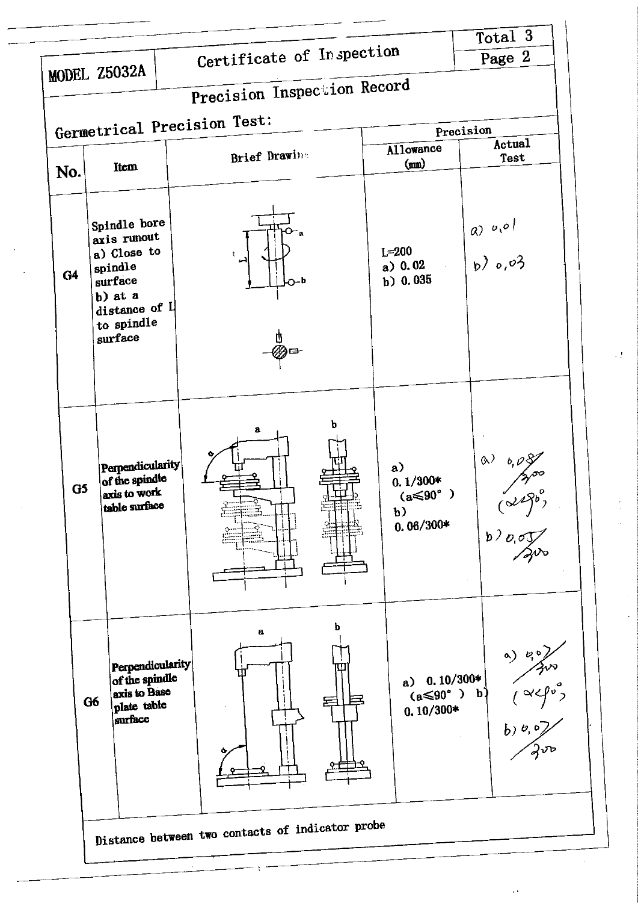| MODEL Z5032A | Certificate of Inspection | Total 3 |
|---|---|---|
| | | Page 2 |

## Precision Inspection Record

### Germetrical Precision Test:

| No. | Item | Brief Drawing | Precision Allowance (mm) | Precision Actual Test |
|---|---|---|---|---|
| G4 | Spindle bore axis runout a) Close to spindle surface b) at a distance of L to spindle surface | | L=200 a) 0.02 b) 0.035 | a) 0,01 b) 0,03 |
| G5 | Perpendicularity of the spindle axis to work table surface | | a) 0.1/300* (a≤90°) b) 0.06/300* | a) 0,08/300 (α<90°) b) 0,05/300 |
| G6 | Perpendicularity of the spindle axis to Base plate table surface | | a) 0.10/300* (a≤90°) b) 0.10/300* | a) 0,07/300 (α<90°) b) 0,07/300 |

Distance between two contacts of indicator probe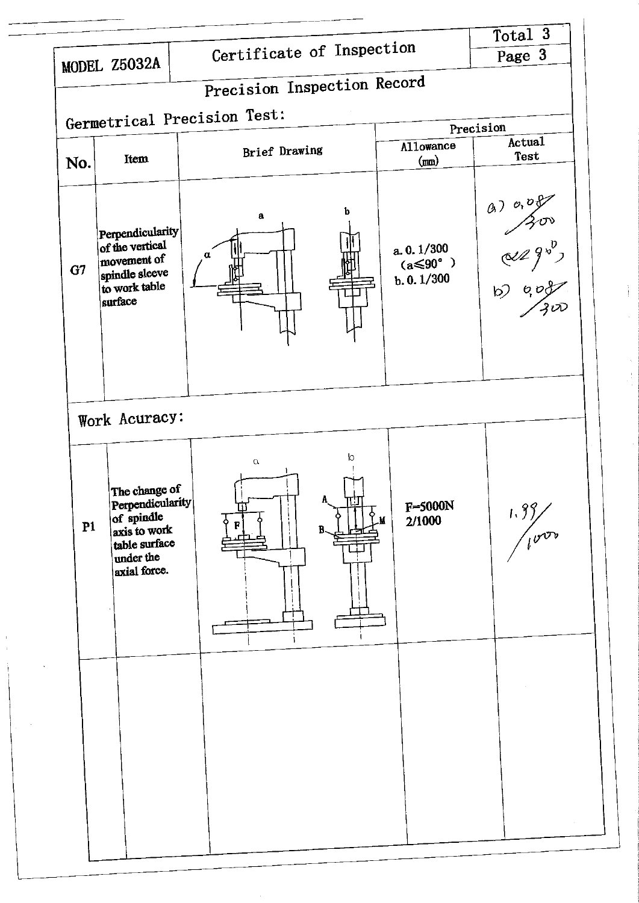| MODEL Z5032A | Certificate of Inspection | Total 3 |
| --- | --- | --- |
| | | Page 3 |

## Precision Inspection Record

### Germetrical Precision Test:

| No. | Item | Brief Drawing | Precision: Allowance (mm) | Precision: Actual Test |
| --- | --- | --- | --- | --- |
| G7 | Perpendicularity of the vertical movement of spindle sleeve to work table surface | a, b, α | a. 0.1/300 (a≤90°)<br>b. 0.1/300 | a) 0,08/300 (α<90°)<br>b) 0,08/300 |

### Work Acuracy:

| No. | Item | Brief Drawing | Precision: Allowance (mm) | Precision: Actual Test |
| --- | --- | --- | --- | --- |
| P1 | The change of Perpendicularity of spindle axis to work table surface under the axial force. | a, b, F, A, B, M | F=5000N<br>2/1000 | 1,99/1000 |
| | | | | |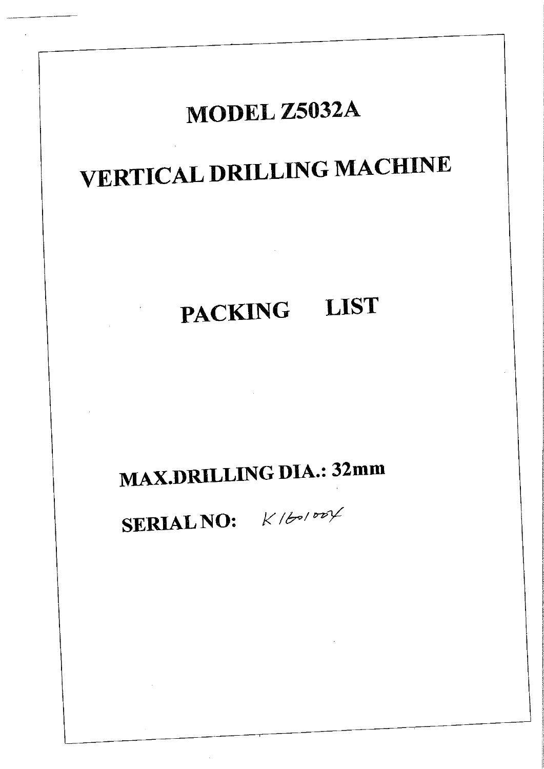# MODEL Z5032A

# VERTICAL DRILLING MACHINE

# PACKING LIST

**MAX.DRILLING DIA.: 32mm**

**SERIAL NO:** K1601004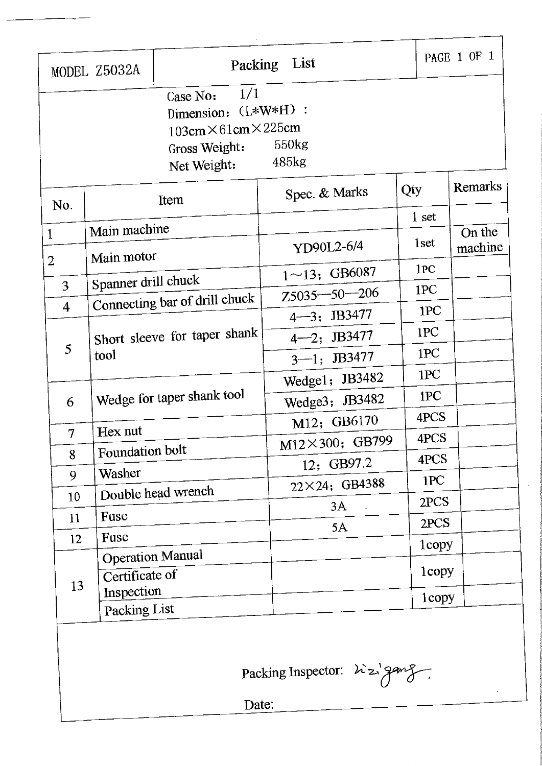| MODEL Z5032A | Packing List | PAGE 1 OF 1 |
|---|---|---|

Case No: 1/1
Dimension: (L*W*H) :
103cm×61cm×225cm
Gross Weight: 550kg
Net Weight: 485kg

| No. | Item | Spec. & Marks | Qty | Remarks |
|---|---|---|---|---|
| 1 | Main machine | | 1 set | |
| 2 | Main motor | YD90L2-6/4 | 1set | On the machine |
| 3 | Spanner drill chuck | 1～13; GB6087 | 1PC | |
| 4 | Connecting bar of drill chuck | Z5035—50—206 | 1PC | |
| 5 | Short sleeve for taper shank tool | 4—3; JB3477 | 1PC | |
| | | 4—2; JB3477 | 1PC | |
| | | 3—1; JB3477 | 1PC | |
| 6 | Wedge for taper shank tool | Wedge1; JB3482 | 1PC | |
| | | Wedge3; JB3482 | 1PC | |
| 7 | Hex nut | M12; GB6170 | 4PCS | |
| 8 | Foundation bolt | M12×300; GB799 | 4PCS | |
| 9 | Washer | 12; GB97.2 | 4PCS | |
| 10 | Double head wrench | 22×24; GB4388 | 1PC | |
| 11 | Fuse | 3A | 2PCS | |
| 12 | Fuse | 5A | 2PCS | |
| 13 | Operation Manual | | 1copy | |
| | Certificate of Inspection | | 1copy | |
| | Packing List | | 1copy | |

Packing Inspector: Li zi gang

Date: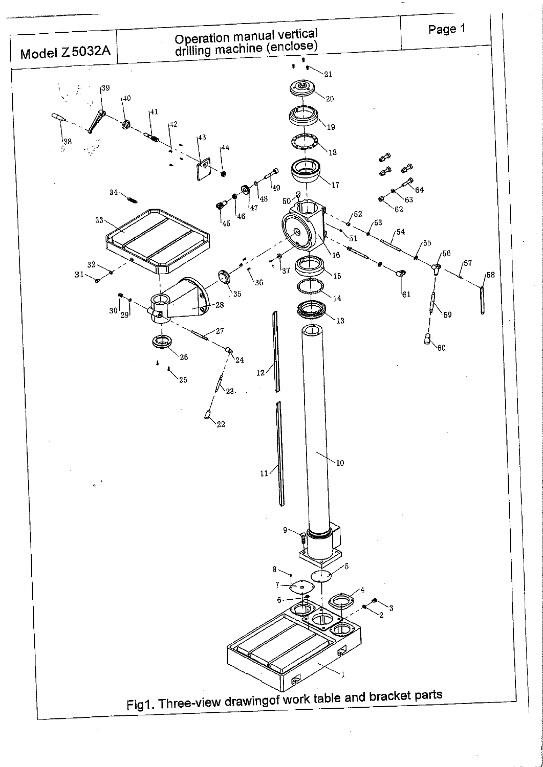| Model Z5032A | Operation manual vertical drilling machine (enclose) | Page 1 |
|---|---|---|

Fig1. Three-view drawingof work table and bracket parts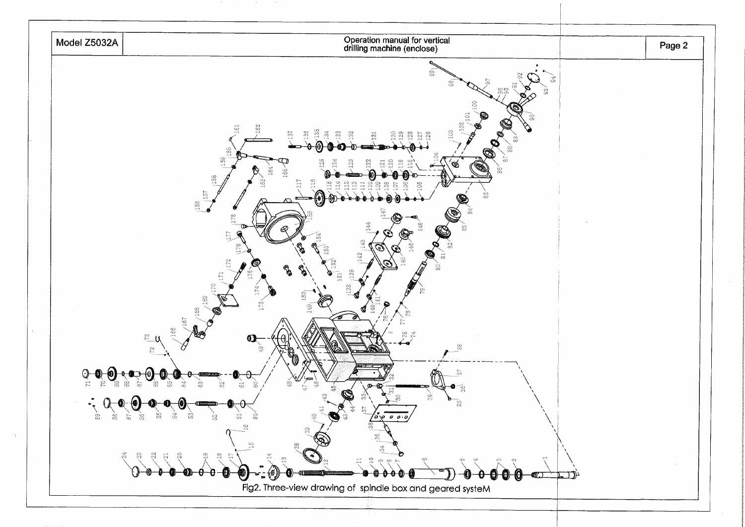Fig2. Three-view drawing of spindle box and geared systeM